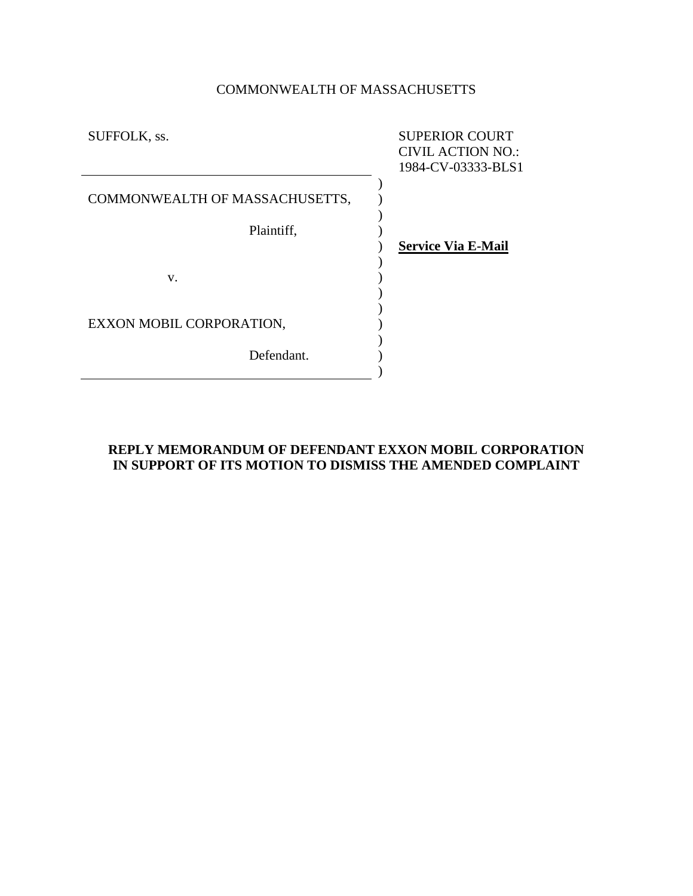COMMONWEALTH OF MASSACHUSETTS

SUFFOLK, ss.

SUPERIOR COURT
CIVIL ACTION NO.:
1984-CV-03333-BLS1

COMMONWEALTH OF MASSACHUSETTS,

Plaintiff,

v.

EXXON MOBIL CORPORATION,

Defendant.

**Service Via E-Mail**

**REPLY MEMORANDUM OF DEFENDANT EXXON MOBIL CORPORATION IN SUPPORT OF ITS MOTION TO DISMISS THE AMENDED COMPLAINT**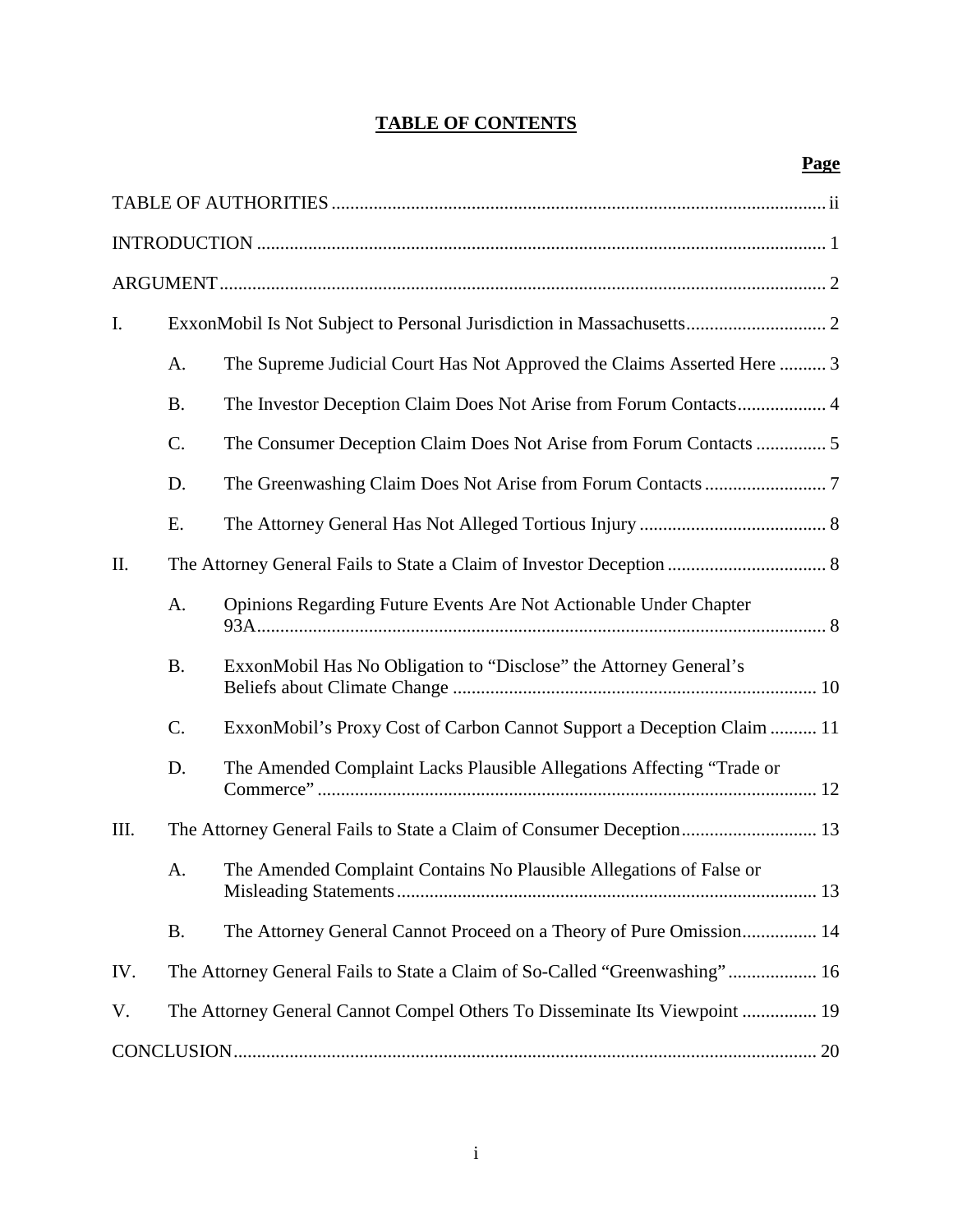# TABLE OF CONTENTS

| | | | Page |
|---|---|---|---|
| TABLE OF AUTHORITIES | | | ii |
| INTRODUCTION | | | 1 |
| ARGUMENT | | | 2 |
| I. | ExxonMobil Is Not Subject to Personal Jurisdiction in Massachusetts | | 2 |
| | A. | The Supreme Judicial Court Has Not Approved the Claims Asserted Here | 3 |
| | B. | The Investor Deception Claim Does Not Arise from Forum Contacts | 4 |
| | C. | The Consumer Deception Claim Does Not Arise from Forum Contacts | 5 |
| | D. | The Greenwashing Claim Does Not Arise from Forum Contacts | 7 |
| | E. | The Attorney General Has Not Alleged Tortious Injury | 8 |
| II. | The Attorney General Fails to State a Claim of Investor Deception | | 8 |
| | A. | Opinions Regarding Future Events Are Not Actionable Under Chapter 93A | 8 |
| | B. | ExxonMobil Has No Obligation to "Disclose" the Attorney General's Beliefs about Climate Change | 10 |
| | C. | ExxonMobil's Proxy Cost of Carbon Cannot Support a Deception Claim | 11 |
| | D. | The Amended Complaint Lacks Plausible Allegations Affecting "Trade or Commerce" | 12 |
| III. | The Attorney General Fails to State a Claim of Consumer Deception | | 13 |
| | A. | The Amended Complaint Contains No Plausible Allegations of False or Misleading Statements | 13 |
| | B. | The Attorney General Cannot Proceed on a Theory of Pure Omission | 14 |
| IV. | The Attorney General Fails to State a Claim of So-Called "Greenwashing" | | 16 |
| V. | The Attorney General Cannot Compel Others To Disseminate Its Viewpoint | | 19 |
| CONCLUSION | | | 20 |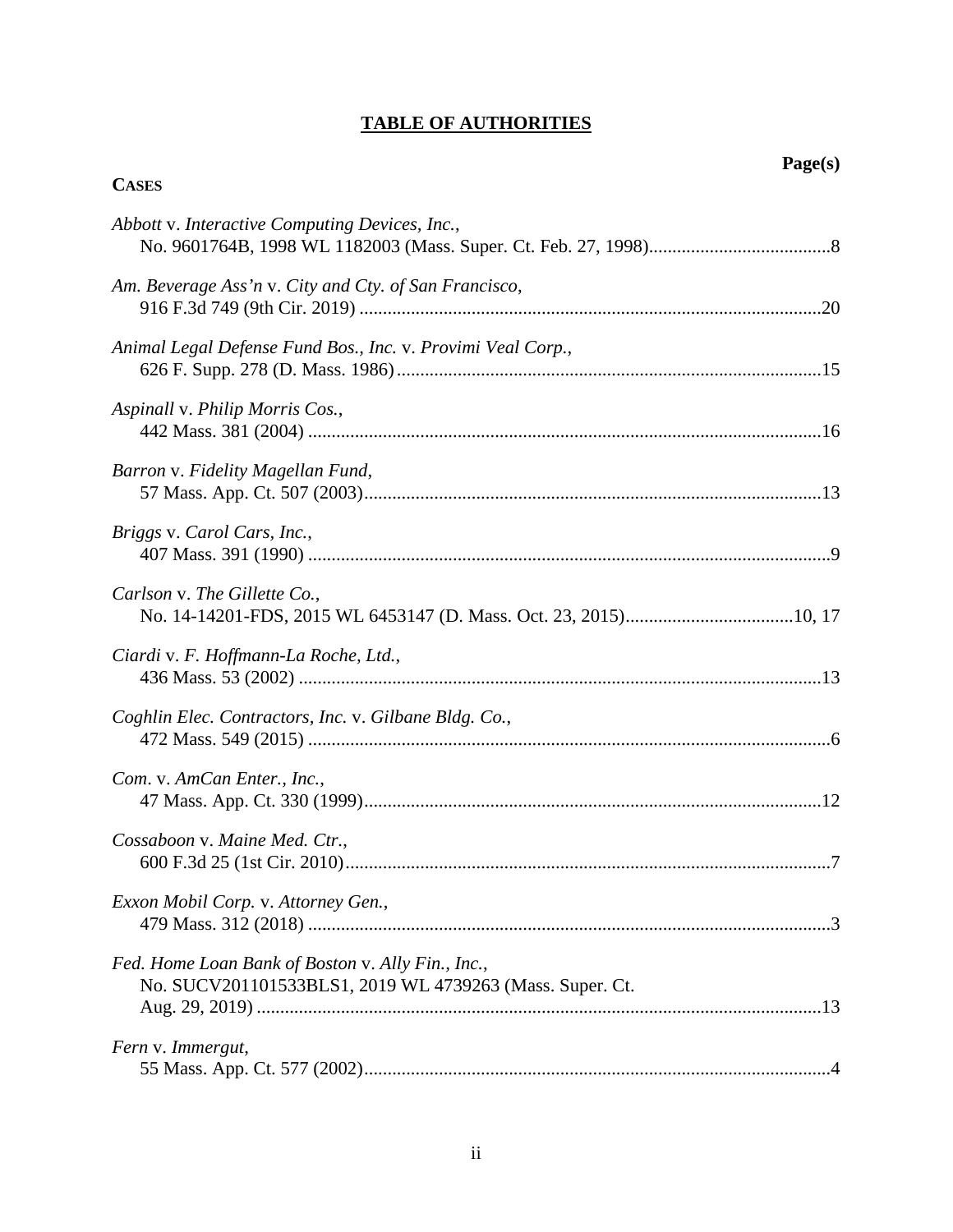# TABLE OF AUTHORITIES

**Page(s)**

**CASES**

*Abbott* v. *Interactive Computing Devices, Inc.*,
No. 9601764B, 1998 WL 1182003 (Mass. Super. Ct. Feb. 27, 1998)........................................8

*Am. Beverage Ass'n* v. *City and Cty. of San Francisco*,
916 F.3d 749 (9th Cir. 2019) ..................................................................................................20

*Animal Legal Defense Fund Bos., Inc.* v. *Provimi Veal Corp.*,
626 F. Supp. 278 (D. Mass. 1986)...........................................................................................15

*Aspinall* v. *Philip Morris Cos.*,
442 Mass. 381 (2004) ..............................................................................................................16

*Barron* v. *Fidelity Magellan Fund*,
57 Mass. App. Ct. 507 (2003)..................................................................................................13

*Briggs* v. *Carol Cars, Inc.*,
407 Mass. 391 (1990) ................................................................................................................9

*Carlson* v. *The Gillette Co.*,
No. 14-14201-FDS, 2015 WL 6453147 (D. Mass. Oct. 23, 2015)....................................10, 17

*Ciardi* v. *F. Hoffmann-La Roche, Ltd.*,
436 Mass. 53 (2002) ................................................................................................................13

*Coghlin Elec. Contractors, Inc.* v. *Gilbane Bldg. Co.*,
472 Mass. 549 (2015) ................................................................................................................6

*Com*. v. *AmCan Enter., Inc.*,
47 Mass. App. Ct. 330 (1999)..................................................................................................12

*Cossaboon* v. *Maine Med. Ctr.*,
600 F.3d 25 (1st Cir. 2010).......................................................................................................7

*Exxon Mobil Corp.* v. *Attorney Gen.*,
479 Mass. 312 (2018) ................................................................................................................3

*Fed. Home Loan Bank of Boston* v. *Ally Fin., Inc.*,
No. SUCV201101533BLS1, 2019 WL 4739263 (Mass. Super. Ct.
Aug. 29, 2019) .........................................................................................................................13

*Fern* v. *Immergut*,
55 Mass. App. Ct. 577 (2002)....................................................................................................4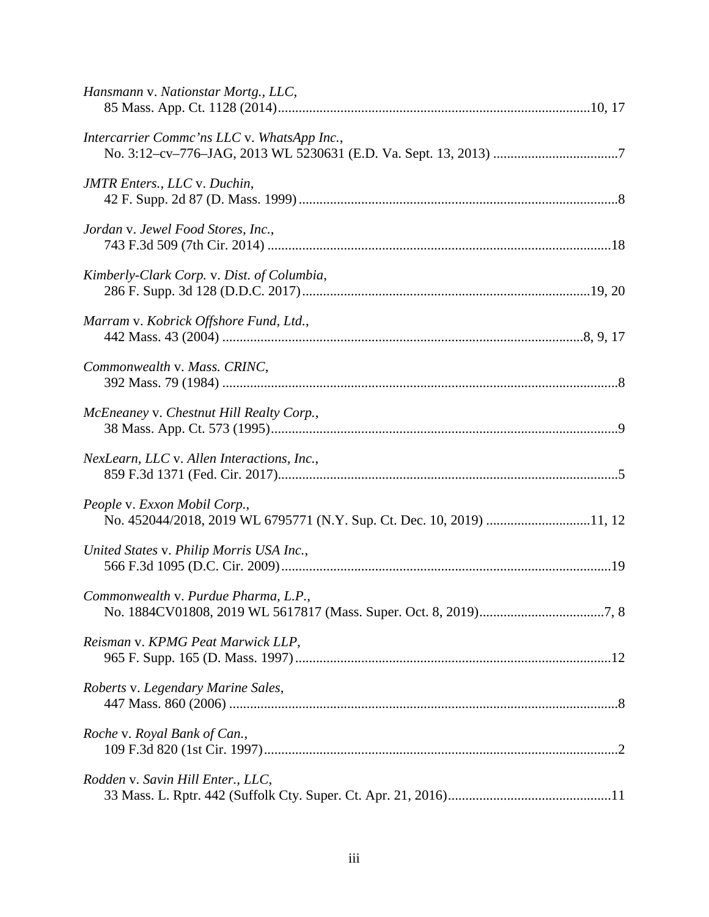*Hansmann* v. *Nationstar Mortg., LLC*,
85 Mass. App. Ct. 1128 (2014)..........................................................................................10, 17

*Intercarrier Commc'ns LLC* v. *WhatsApp Inc.*,
No. 3:12–cv–776–JAG, 2013 WL 5230631 (E.D. Va. Sept. 13, 2013) ....................................7

*JMTR Enters., LLC* v. *Duchin*,
42 F. Supp. 2d 87 (D. Mass. 1999) ............................................................................................8

*Jordan* v. *Jewel Food Stores, Inc.*,
743 F.3d 509 (7th Cir. 2014) ...................................................................................................18

*Kimberly-Clark Corp.* v. *Dist. of Columbia*,
286 F. Supp. 3d 128 (D.D.C. 2017)..................................................................................19, 20

*Marram* v. *Kobrick Offshore Fund, Ltd.*,
442 Mass. 43 (2004) .......................................................................................................8, 9, 17

*Commonwealth* v. *Mass. CRINC*,
392 Mass. 79 (1984) ..................................................................................................................8

*McEneaney* v. *Chestnut Hill Realty Corp.*,
38 Mass. App. Ct. 573 (1995)....................................................................................................9

*NexLearn, LLC* v. *Allen Interactions, Inc.*,
859 F.3d 1371 (Fed. Cir. 2017)..................................................................................................5

*People* v. *Exxon Mobil Corp.*,
No. 452044/2018, 2019 WL 6795771 (N.Y. Sup. Ct. Dec. 10, 2019) .............................11, 12

*United States* v. *Philip Morris USA Inc.*,
566 F.3d 1095 (D.C. Cir. 2009)...............................................................................................19

*Commonwealth* v. *Purdue Pharma, L.P.*,
No. 1884CV01808, 2019 WL 5617817 (Mass. Super. Oct. 8, 2019)....................................7, 8

*Reisman* v. *KPMG Peat Marwick LLP*,
965 F. Supp. 165 (D. Mass. 1997)...........................................................................................12

*Roberts* v. *Legendary Marine Sales*,
447 Mass. 860 (2006) ................................................................................................................8

*Roche* v. *Royal Bank of Can.*,
109 F.3d 820 (1st Cir. 1997)......................................................................................................2

*Rodden* v. *Savin Hill Enter., LLC*,
33 Mass. L. Rptr. 442 (Suffolk Cty. Super. Ct. Apr. 21, 2016)...............................................11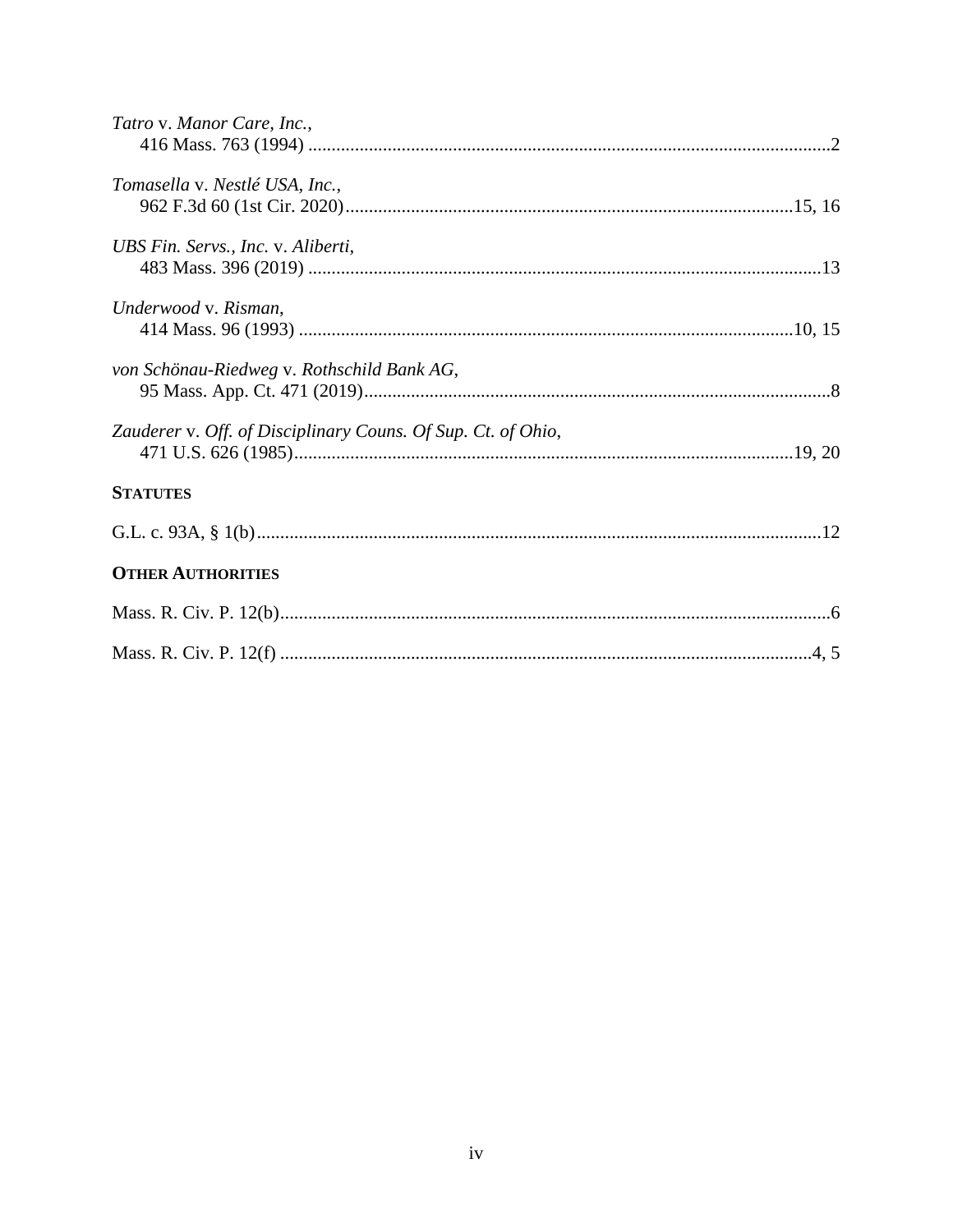*Tatro* v. *Manor Care, Inc.*,
416 Mass. 763 (1994) ....................................................................................................2

*Tomasella* v. *Nestlé USA, Inc.*,
962 F.3d 60 (1st Cir. 2020)...............................................................................15, 16

*UBS Fin. Servs., Inc.* v. *Aliberti*,
483 Mass. 396 (2019) ..................................................................................................13

*Underwood* v. *Risman*,
414 Mass. 96 (1993) ...............................................................................................10, 15

*von Schönau-Riedweg* v. *Rothschild Bank AG*,
95 Mass. App. Ct. 471 (2019)........................................................................................8

*Zauderer* v. *Off. of Disciplinary Couns. Of Sup. Ct. of Ohio*,
471 U.S. 626 (1985)...............................................................................................19, 20

**STATUTES**

G.L. c. 93A, § 1(b)...........................................................................................................12

**OTHER AUTHORITIES**

Mass. R. Civ. P. 12(b)........................................................................................................6

Mass. R. Civ. P. 12(f) ....................................................................................................4, 5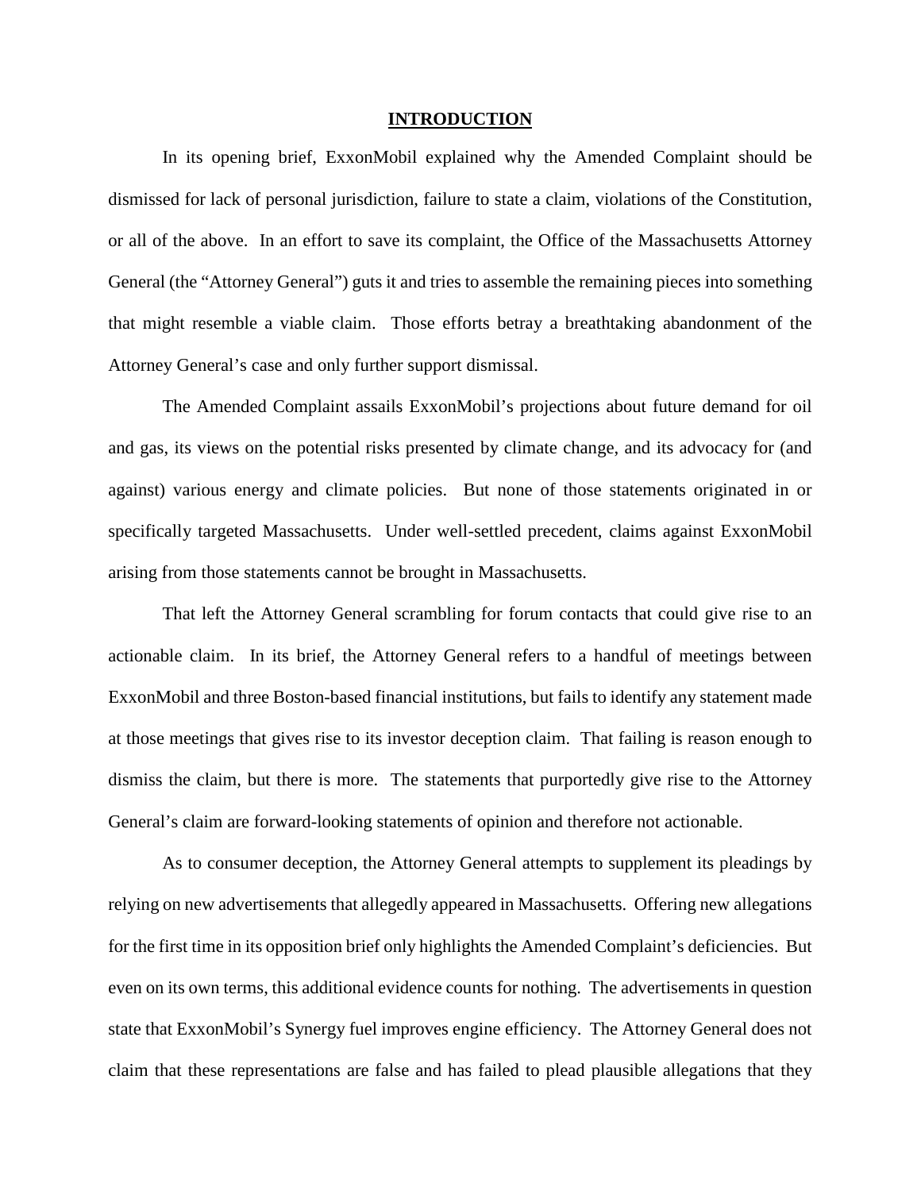## INTRODUCTION

In its opening brief, ExxonMobil explained why the Amended Complaint should be dismissed for lack of personal jurisdiction, failure to state a claim, violations of the Constitution, or all of the above. In an effort to save its complaint, the Office of the Massachusetts Attorney General (the "Attorney General") guts it and tries to assemble the remaining pieces into something that might resemble a viable claim. Those efforts betray a breathtaking abandonment of the Attorney General's case and only further support dismissal.

The Amended Complaint assails ExxonMobil's projections about future demand for oil and gas, its views on the potential risks presented by climate change, and its advocacy for (and against) various energy and climate policies. But none of those statements originated in or specifically targeted Massachusetts. Under well-settled precedent, claims against ExxonMobil arising from those statements cannot be brought in Massachusetts.

That left the Attorney General scrambling for forum contacts that could give rise to an actionable claim. In its brief, the Attorney General refers to a handful of meetings between ExxonMobil and three Boston-based financial institutions, but fails to identify any statement made at those meetings that gives rise to its investor deception claim. That failing is reason enough to dismiss the claim, but there is more. The statements that purportedly give rise to the Attorney General's claim are forward-looking statements of opinion and therefore not actionable.

As to consumer deception, the Attorney General attempts to supplement its pleadings by relying on new advertisements that allegedly appeared in Massachusetts. Offering new allegations for the first time in its opposition brief only highlights the Amended Complaint's deficiencies. But even on its own terms, this additional evidence counts for nothing. The advertisements in question state that ExxonMobil's Synergy fuel improves engine efficiency. The Attorney General does not claim that these representations are false and has failed to plead plausible allegations that they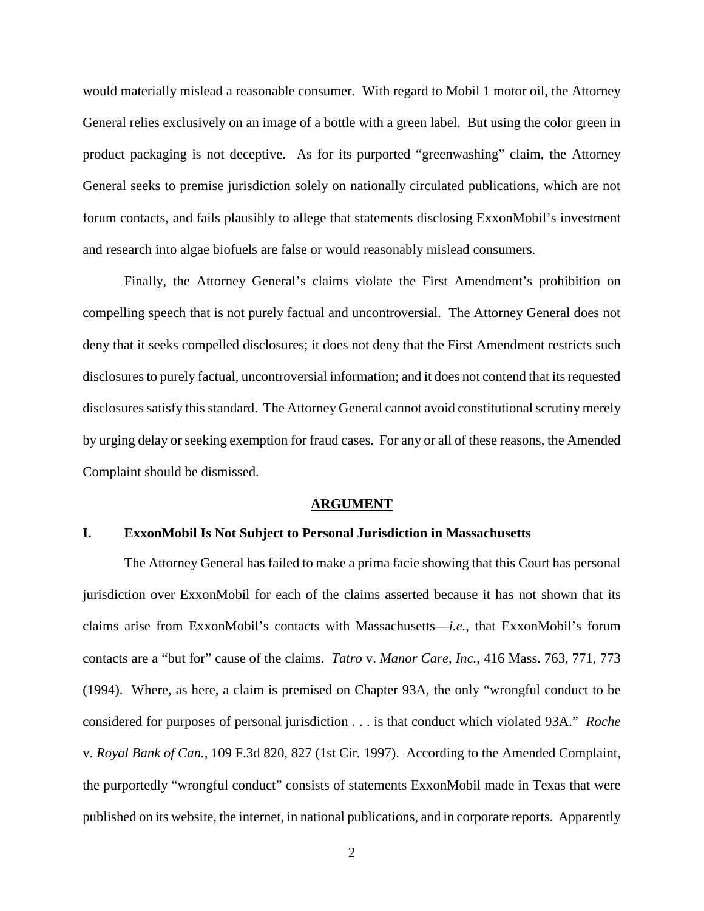would materially mislead a reasonable consumer. With regard to Mobil 1 motor oil, the Attorney General relies exclusively on an image of a bottle with a green label. But using the color green in product packaging is not deceptive. As for its purported "greenwashing" claim, the Attorney General seeks to premise jurisdiction solely on nationally circulated publications, which are not forum contacts, and fails plausibly to allege that statements disclosing ExxonMobil's investment and research into algae biofuels are false or would reasonably mislead consumers.

Finally, the Attorney General's claims violate the First Amendment's prohibition on compelling speech that is not purely factual and uncontroversial. The Attorney General does not deny that it seeks compelled disclosures; it does not deny that the First Amendment restricts such disclosures to purely factual, uncontroversial information; and it does not contend that its requested disclosures satisfy this standard. The Attorney General cannot avoid constitutional scrutiny merely by urging delay or seeking exemption for fraud cases. For any or all of these reasons, the Amended Complaint should be dismissed.

## ARGUMENT

### I. ExxonMobil Is Not Subject to Personal Jurisdiction in Massachusetts

The Attorney General has failed to make a prima facie showing that this Court has personal jurisdiction over ExxonMobil for each of the claims asserted because it has not shown that its claims arise from ExxonMobil's contacts with Massachusetts—*i.e.*, that ExxonMobil's forum contacts are a "but for" cause of the claims. *Tatro* v. *Manor Care, Inc.*, 416 Mass. 763, 771, 773 (1994). Where, as here, a claim is premised on Chapter 93A, the only "wrongful conduct to be considered for purposes of personal jurisdiction . . . is that conduct which violated 93A." *Roche* v. *Royal Bank of Can.*, 109 F.3d 820, 827 (1st Cir. 1997). According to the Amended Complaint, the purportedly "wrongful conduct" consists of statements ExxonMobil made in Texas that were published on its website, the internet, in national publications, and in corporate reports. Apparently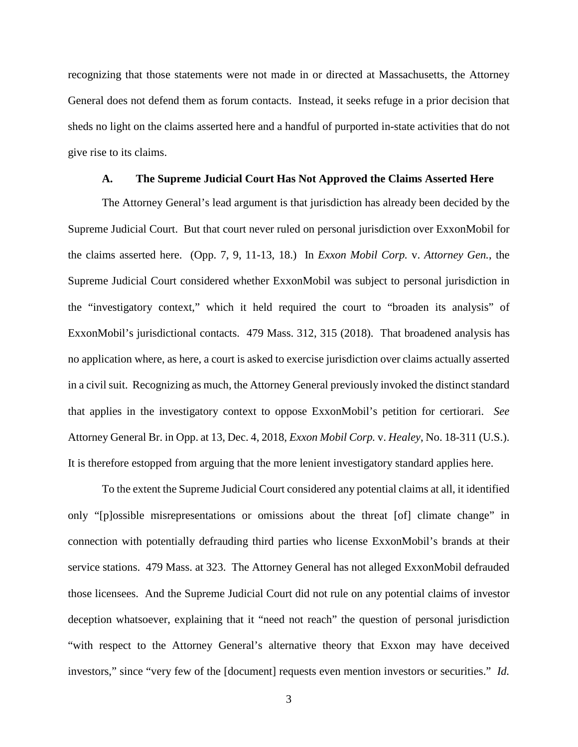recognizing that those statements were not made in or directed at Massachusetts, the Attorney General does not defend them as forum contacts. Instead, it seeks refuge in a prior decision that sheds no light on the claims asserted here and a handful of purported in-state activities that do not give rise to its claims.

### A. The Supreme Judicial Court Has Not Approved the Claims Asserted Here

The Attorney General's lead argument is that jurisdiction has already been decided by the Supreme Judicial Court. But that court never ruled on personal jurisdiction over ExxonMobil for the claims asserted here. (Opp. 7, 9, 11-13, 18.) In *Exxon Mobil Corp.* v. *Attorney Gen.*, the Supreme Judicial Court considered whether ExxonMobil was subject to personal jurisdiction in the "investigatory context," which it held required the court to "broaden its analysis" of ExxonMobil's jurisdictional contacts. 479 Mass. 312, 315 (2018). That broadened analysis has no application where, as here, a court is asked to exercise jurisdiction over claims actually asserted in a civil suit. Recognizing as much, the Attorney General previously invoked the distinct standard that applies in the investigatory context to oppose ExxonMobil's petition for certiorari. *See* Attorney General Br. in Opp. at 13, Dec. 4, 2018, *Exxon Mobil Corp.* v. *Healey*, No. 18-311 (U.S.). It is therefore estopped from arguing that the more lenient investigatory standard applies here.

To the extent the Supreme Judicial Court considered any potential claims at all, it identified only "[p]ossible misrepresentations or omissions about the threat [of] climate change" in connection with potentially defrauding third parties who license ExxonMobil's brands at their service stations. 479 Mass. at 323. The Attorney General has not alleged ExxonMobil defrauded those licensees. And the Supreme Judicial Court did not rule on any potential claims of investor deception whatsoever, explaining that it "need not reach" the question of personal jurisdiction "with respect to the Attorney General's alternative theory that Exxon may have deceived investors," since "very few of the [document] requests even mention investors or securities." *Id.*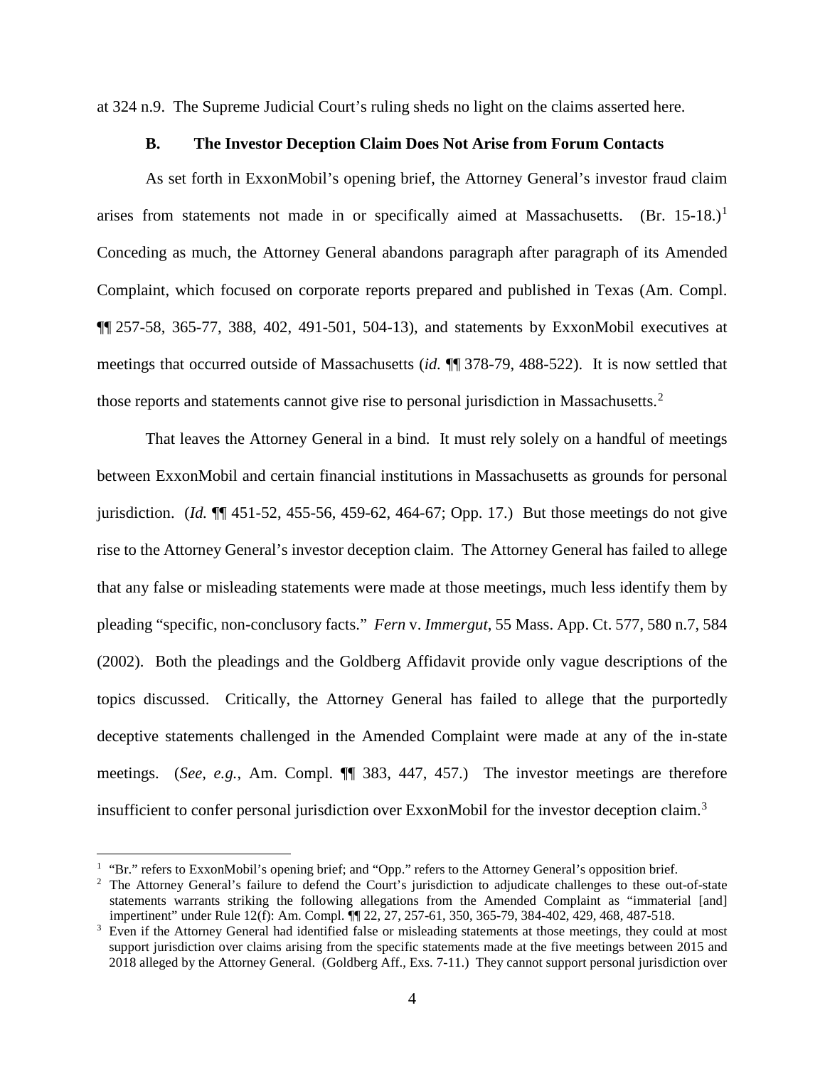at 324 n.9. The Supreme Judicial Court's ruling sheds no light on the claims asserted here.

### B. The Investor Deception Claim Does Not Arise from Forum Contacts

As set forth in ExxonMobil's opening brief, the Attorney General's investor fraud claim arises from statements not made in or specifically aimed at Massachusetts. (Br. 15-18.)[1] Conceding as much, the Attorney General abandons paragraph after paragraph of its Amended Complaint, which focused on corporate reports prepared and published in Texas (Am. Compl. ¶¶ 257-58, 365-77, 388, 402, 491-501, 504-13), and statements by ExxonMobil executives at meetings that occurred outside of Massachusetts (*id.* ¶¶ 378-79, 488-522). It is now settled that those reports and statements cannot give rise to personal jurisdiction in Massachusetts.[2]

That leaves the Attorney General in a bind. It must rely solely on a handful of meetings between ExxonMobil and certain financial institutions in Massachusetts as grounds for personal jurisdiction. (*Id.* ¶¶ 451-52, 455-56, 459-62, 464-67; Opp. 17.) But those meetings do not give rise to the Attorney General's investor deception claim. The Attorney General has failed to allege that any false or misleading statements were made at those meetings, much less identify them by pleading "specific, non-conclusory facts." *Fern* v. *Immergut*, 55 Mass. App. Ct. 577, 580 n.7, 584 (2002). Both the pleadings and the Goldberg Affidavit provide only vague descriptions of the topics discussed. Critically, the Attorney General has failed to allege that the purportedly deceptive statements challenged in the Amended Complaint were made at any of the in-state meetings. (*See, e.g.*, Am. Compl. ¶¶ 383, 447, 457.) The investor meetings are therefore insufficient to confer personal jurisdiction over ExxonMobil for the investor deception claim.[3]

---

[1] "Br." refers to ExxonMobil's opening brief; and "Opp." refers to the Attorney General's opposition brief.

[2] The Attorney General's failure to defend the Court's jurisdiction to adjudicate challenges to these out-of-state statements warrants striking the following allegations from the Amended Complaint as "immaterial [and] impertinent" under Rule 12(f): Am. Compl. ¶¶ 22, 27, 257-61, 350, 365-79, 384-402, 429, 468, 487-518.

[3] Even if the Attorney General had identified false or misleading statements at those meetings, they could at most support jurisdiction over claims arising from the specific statements made at the five meetings between 2015 and 2018 alleged by the Attorney General. (Goldberg Aff., Exs. 7-11.) They cannot support personal jurisdiction over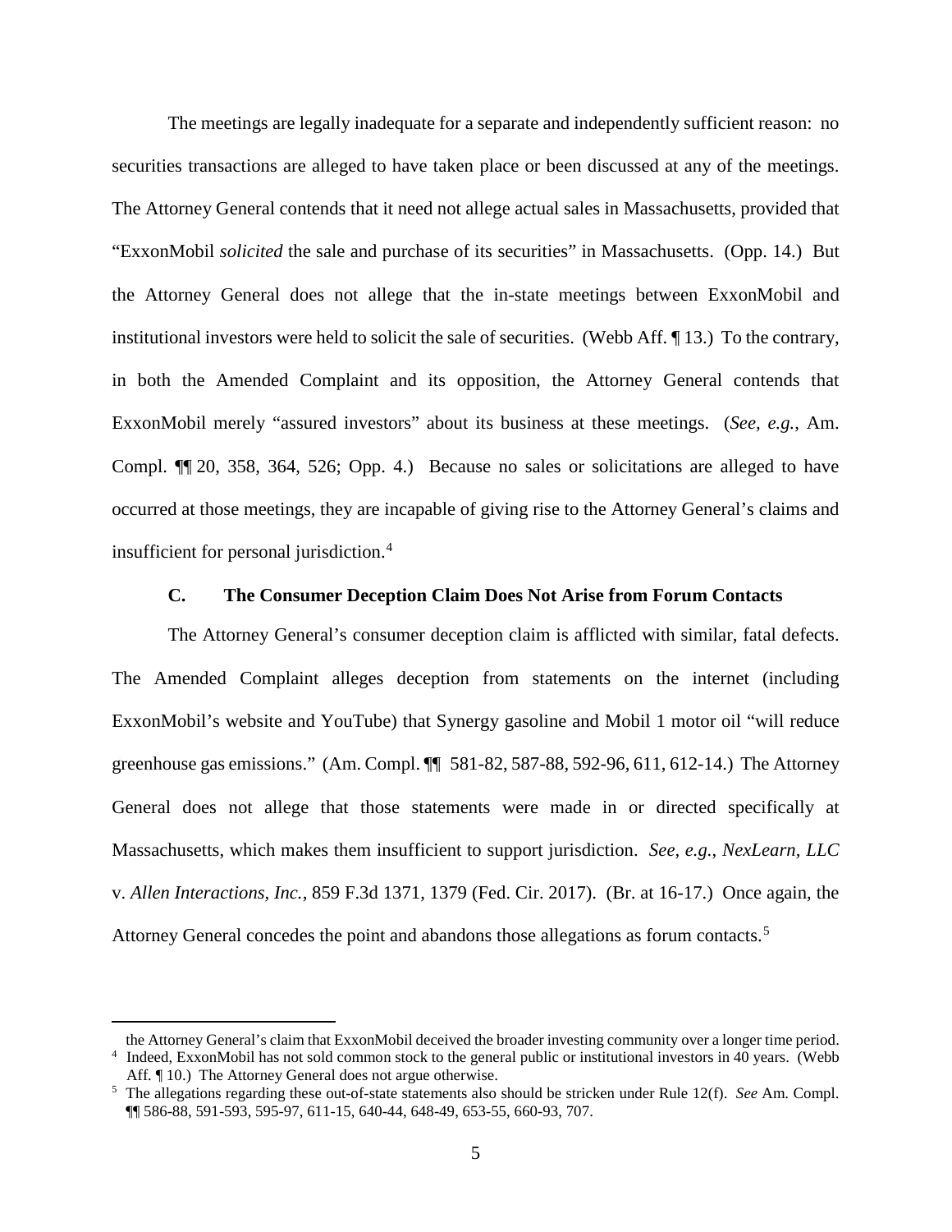The meetings are legally inadequate for a separate and independently sufficient reason: no securities transactions are alleged to have taken place or been discussed at any of the meetings. The Attorney General contends that it need not allege actual sales in Massachusetts, provided that "ExxonMobil *solicited* the sale and purchase of its securities" in Massachusetts. (Opp. 14.) But the Attorney General does not allege that the in-state meetings between ExxonMobil and institutional investors were held to solicit the sale of securities. (Webb Aff. ¶ 13.) To the contrary, in both the Amended Complaint and its opposition, the Attorney General contends that ExxonMobil merely "assured investors" about its business at these meetings. (*See, e.g.*, Am. Compl. ¶¶ 20, 358, 364, 526; Opp. 4.) Because no sales or solicitations are alleged to have occurred at those meetings, they are incapable of giving rise to the Attorney General's claims and insufficient for personal jurisdiction.[4]

### C. The Consumer Deception Claim Does Not Arise from Forum Contacts

The Attorney General's consumer deception claim is afflicted with similar, fatal defects. The Amended Complaint alleges deception from statements on the internet (including ExxonMobil's website and YouTube) that Synergy gasoline and Mobil 1 motor oil "will reduce greenhouse gas emissions." (Am. Compl. ¶¶ 581-82, 587-88, 592-96, 611, 612-14.) The Attorney General does not allege that those statements were made in or directed specifically at Massachusetts, which makes them insufficient to support jurisdiction. *See, e.g.*, *NexLearn, LLC* v. *Allen Interactions, Inc.*, 859 F.3d 1371, 1379 (Fed. Cir. 2017). (Br. at 16-17.) Once again, the Attorney General concedes the point and abandons those allegations as forum contacts.[5]

---

the Attorney General's claim that ExxonMobil deceived the broader investing community over a longer time period.

[4] Indeed, ExxonMobil has not sold common stock to the general public or institutional investors in 40 years. (Webb Aff. ¶ 10.) The Attorney General does not argue otherwise.

[5] The allegations regarding these out-of-state statements also should be stricken under Rule 12(f). *See* Am. Compl. ¶¶ 586-88, 591-593, 595-97, 611-15, 640-44, 648-49, 653-55, 660-93, 707.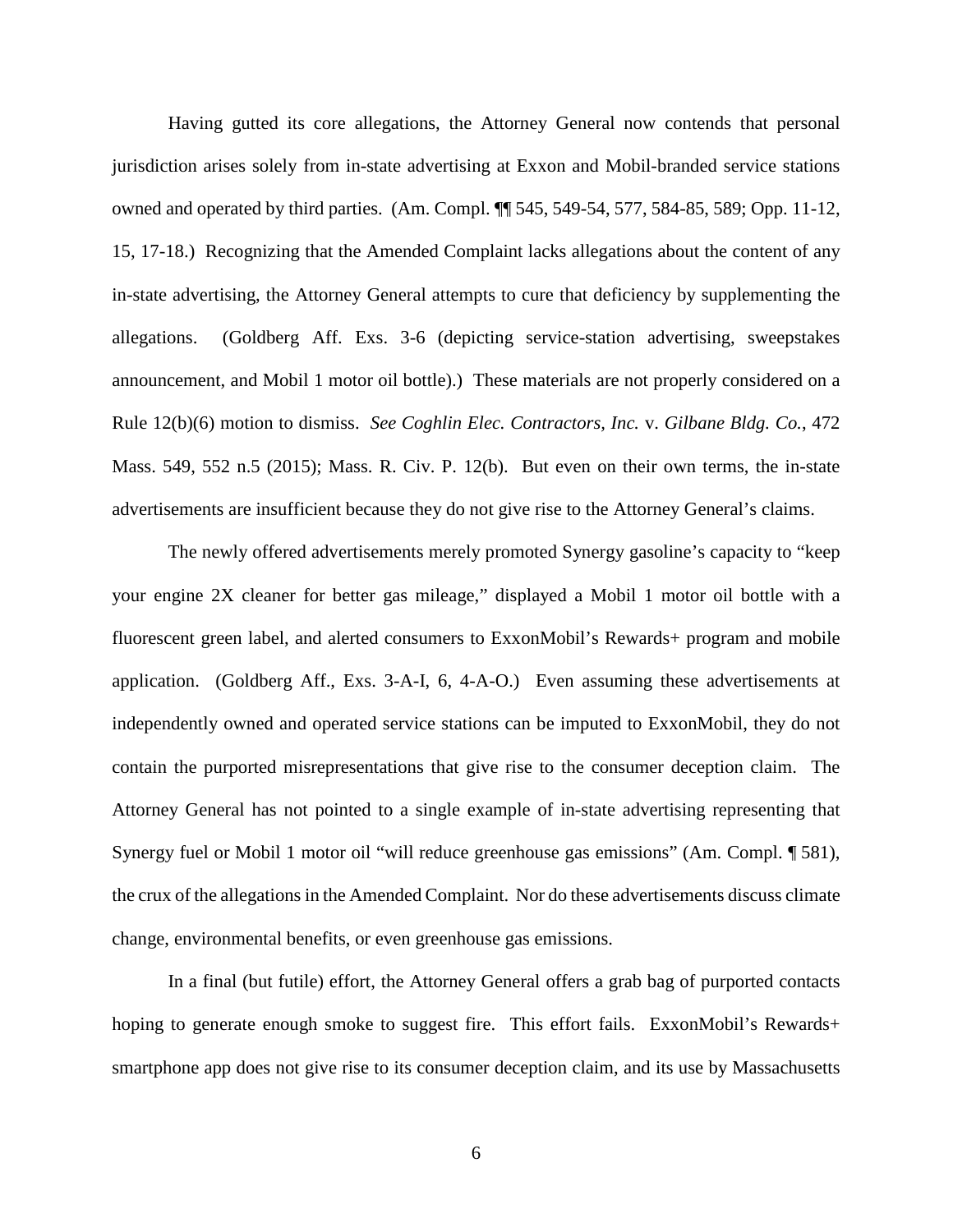Having gutted its core allegations, the Attorney General now contends that personal jurisdiction arises solely from in-state advertising at Exxon and Mobil-branded service stations owned and operated by third parties. (Am. Compl. ¶¶ 545, 549-54, 577, 584-85, 589; Opp. 11-12, 15, 17-18.) Recognizing that the Amended Complaint lacks allegations about the content of any in-state advertising, the Attorney General attempts to cure that deficiency by supplementing the allegations. (Goldberg Aff. Exs. 3-6 (depicting service-station advertising, sweepstakes announcement, and Mobil 1 motor oil bottle).) These materials are not properly considered on a Rule 12(b)(6) motion to dismiss. *See Coghlin Elec. Contractors, Inc.* v. *Gilbane Bldg. Co.*, 472 Mass. 549, 552 n.5 (2015); Mass. R. Civ. P. 12(b). But even on their own terms, the in-state advertisements are insufficient because they do not give rise to the Attorney General's claims.

The newly offered advertisements merely promoted Synergy gasoline's capacity to "keep your engine 2X cleaner for better gas mileage," displayed a Mobil 1 motor oil bottle with a fluorescent green label, and alerted consumers to ExxonMobil's Rewards+ program and mobile application. (Goldberg Aff., Exs. 3-A-I, 6, 4-A-O.) Even assuming these advertisements at independently owned and operated service stations can be imputed to ExxonMobil, they do not contain the purported misrepresentations that give rise to the consumer deception claim. The Attorney General has not pointed to a single example of in-state advertising representing that Synergy fuel or Mobil 1 motor oil "will reduce greenhouse gas emissions" (Am. Compl. ¶ 581), the crux of the allegations in the Amended Complaint. Nor do these advertisements discuss climate change, environmental benefits, or even greenhouse gas emissions.

In a final (but futile) effort, the Attorney General offers a grab bag of purported contacts hoping to generate enough smoke to suggest fire. This effort fails. ExxonMobil's Rewards+ smartphone app does not give rise to its consumer deception claim, and its use by Massachusetts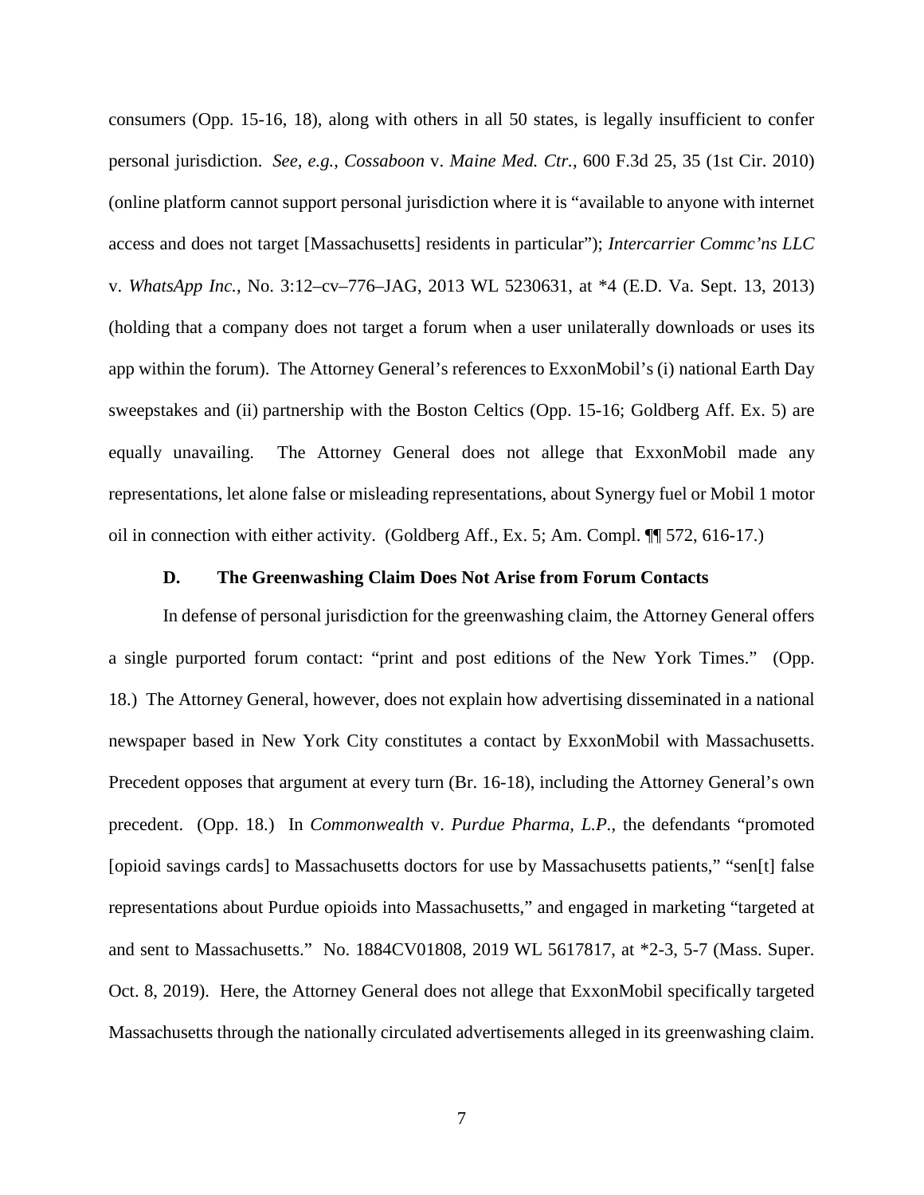consumers (Opp. 15-16, 18), along with others in all 50 states, is legally insufficient to confer personal jurisdiction. *See, e.g.*, *Cossaboon* v. *Maine Med. Ctr.*, 600 F.3d 25, 35 (1st Cir. 2010) (online platform cannot support personal jurisdiction where it is "available to anyone with internet access and does not target [Massachusetts] residents in particular"); *Intercarrier Commc'ns LLC* v. *WhatsApp Inc.*, No. 3:12–cv–776–JAG, 2013 WL 5230631, at *4 (E.D. Va. Sept. 13, 2013) (holding that a company does not target a forum when a user unilaterally downloads or uses its app within the forum). The Attorney General's references to ExxonMobil's (i) national Earth Day sweepstakes and (ii) partnership with the Boston Celtics (Opp. 15-16; Goldberg Aff. Ex. 5) are equally unavailing. The Attorney General does not allege that ExxonMobil made any representations, let alone false or misleading representations, about Synergy fuel or Mobil 1 motor oil in connection with either activity. (Goldberg Aff., Ex. 5; Am. Compl. ¶¶ 572, 616-17.)

### D. The Greenwashing Claim Does Not Arise from Forum Contacts

In defense of personal jurisdiction for the greenwashing claim, the Attorney General offers a single purported forum contact: "print and post editions of the New York Times." (Opp. 18.) The Attorney General, however, does not explain how advertising disseminated in a national newspaper based in New York City constitutes a contact by ExxonMobil with Massachusetts. Precedent opposes that argument at every turn (Br. 16-18), including the Attorney General's own precedent. (Opp. 18.) In *Commonwealth* v. *Purdue Pharma, L.P.*, the defendants "promoted [opioid savings cards] to Massachusetts doctors for use by Massachusetts patients," "sen[t] false representations about Purdue opioids into Massachusetts," and engaged in marketing "targeted at and sent to Massachusetts." No. 1884CV01808, 2019 WL 5617817, at *2-3, 5-7 (Mass. Super. Oct. 8, 2019). Here, the Attorney General does not allege that ExxonMobil specifically targeted Massachusetts through the nationally circulated advertisements alleged in its greenwashing claim.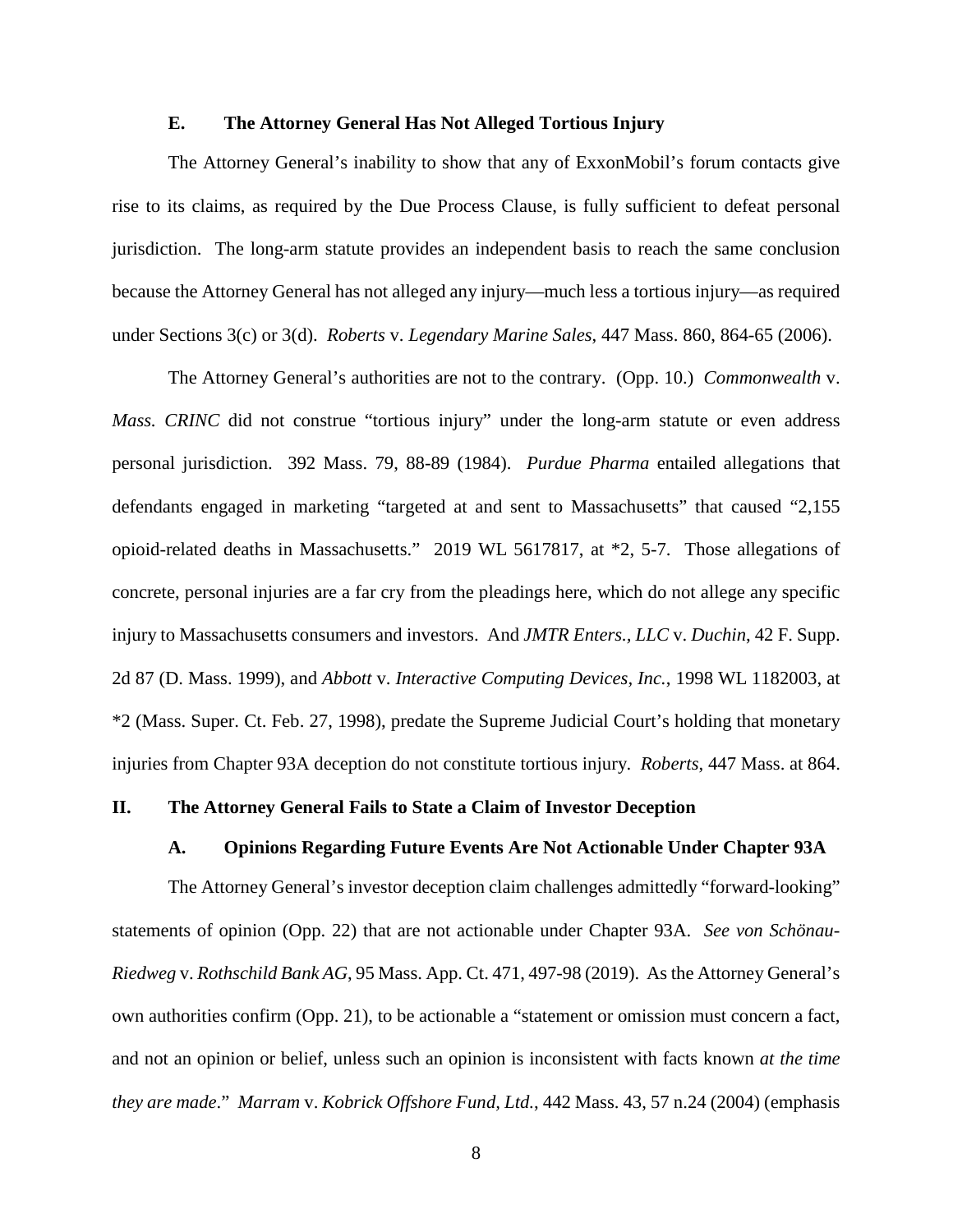### E. The Attorney General Has Not Alleged Tortious Injury

The Attorney General's inability to show that any of ExxonMobil's forum contacts give rise to its claims, as required by the Due Process Clause, is fully sufficient to defeat personal jurisdiction. The long-arm statute provides an independent basis to reach the same conclusion because the Attorney General has not alleged any injury—much less a tortious injury—as required under Sections 3(c) or 3(d). *Roberts* v. *Legendary Marine Sales*, 447 Mass. 860, 864-65 (2006).

The Attorney General's authorities are not to the contrary. (Opp. 10.) *Commonwealth* v. *Mass. CRINC* did not construe "tortious injury" under the long-arm statute or even address personal jurisdiction. 392 Mass. 79, 88-89 (1984). *Purdue Pharma* entailed allegations that defendants engaged in marketing "targeted at and sent to Massachusetts" that caused "2,155 opioid-related deaths in Massachusetts." 2019 WL 5617817, at *2, 5-7. Those allegations of concrete, personal injuries are a far cry from the pleadings here, which do not allege any specific injury to Massachusetts consumers and investors. And *JMTR Enters., LLC* v. *Duchin*, 42 F. Supp. 2d 87 (D. Mass. 1999), and *Abbott* v. *Interactive Computing Devices, Inc.*, 1998 WL 1182003, at *2 (Mass. Super. Ct. Feb. 27, 1998), predate the Supreme Judicial Court's holding that monetary injuries from Chapter 93A deception do not constitute tortious injury. *Roberts*, 447 Mass. at 864.

## II. The Attorney General Fails to State a Claim of Investor Deception

### A. Opinions Regarding Future Events Are Not Actionable Under Chapter 93A

The Attorney General's investor deception claim challenges admittedly "forward-looking" statements of opinion (Opp. 22) that are not actionable under Chapter 93A. *See von Schönau-Riedweg* v. *Rothschild Bank AG*, 95 Mass. App. Ct. 471, 497-98 (2019). As the Attorney General's own authorities confirm (Opp. 21), to be actionable a "statement or omission must concern a fact, and not an opinion or belief, unless such an opinion is inconsistent with facts known *at the time they are made*." *Marram* v. *Kobrick Offshore Fund, Ltd.*, 442 Mass. 43, 57 n.24 (2004) (emphasis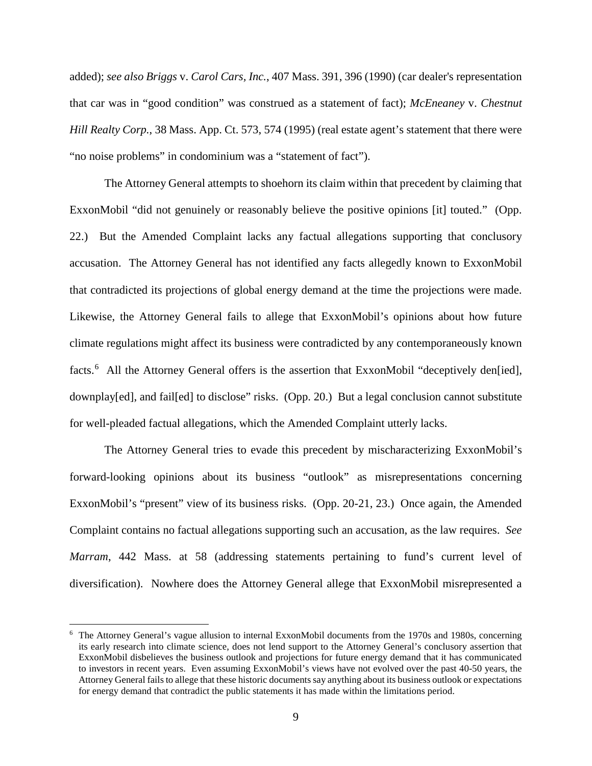added); *see also Briggs* v. *Carol Cars, Inc.*, 407 Mass. 391, 396 (1990) (car dealer's representation that car was in "good condition" was construed as a statement of fact); *McEneaney* v. *Chestnut Hill Realty Corp.*, 38 Mass. App. Ct. 573, 574 (1995) (real estate agent's statement that there were "no noise problems" in condominium was a "statement of fact").

The Attorney General attempts to shoehorn its claim within that precedent by claiming that ExxonMobil "did not genuinely or reasonably believe the positive opinions [it] touted." (Opp. 22.) But the Amended Complaint lacks any factual allegations supporting that conclusory accusation. The Attorney General has not identified any facts allegedly known to ExxonMobil that contradicted its projections of global energy demand at the time the projections were made. Likewise, the Attorney General fails to allege that ExxonMobil's opinions about how future climate regulations might affect its business were contradicted by any contemporaneously known facts.[6] All the Attorney General offers is the assertion that ExxonMobil "deceptively den[ied], downplay[ed], and fail[ed] to disclose" risks. (Opp. 20.) But a legal conclusion cannot substitute for well-pleaded factual allegations, which the Amended Complaint utterly lacks.

The Attorney General tries to evade this precedent by mischaracterizing ExxonMobil's forward-looking opinions about its business "outlook" as misrepresentations concerning ExxonMobil's "present" view of its business risks. (Opp. 20-21, 23.) Once again, the Amended Complaint contains no factual allegations supporting such an accusation, as the law requires. *See Marram*, 442 Mass. at 58 (addressing statements pertaining to fund's current level of diversification). Nowhere does the Attorney General allege that ExxonMobil misrepresented a

---

[6] The Attorney General's vague allusion to internal ExxonMobil documents from the 1970s and 1980s, concerning its early research into climate science, does not lend support to the Attorney General's conclusory assertion that ExxonMobil disbelieves the business outlook and projections for future energy demand that it has communicated to investors in recent years. Even assuming ExxonMobil's views have not evolved over the past 40-50 years, the Attorney General fails to allege that these historic documents say anything about its business outlook or expectations for energy demand that contradict the public statements it has made within the limitations period.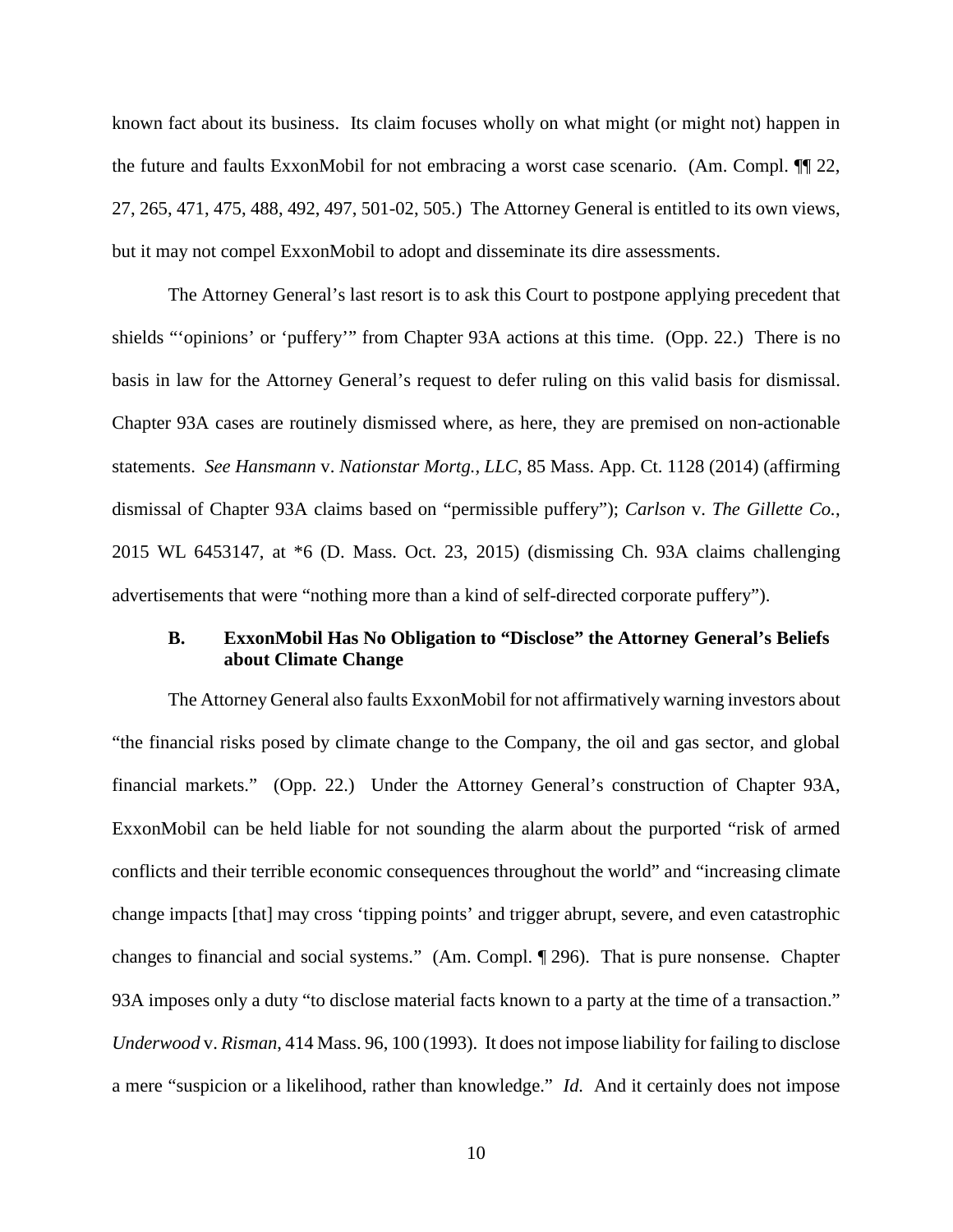known fact about its business. Its claim focuses wholly on what might (or might not) happen in the future and faults ExxonMobil for not embracing a worst case scenario. (Am. Compl. ¶¶ 22, 27, 265, 471, 475, 488, 492, 497, 501-02, 505.) The Attorney General is entitled to its own views, but it may not compel ExxonMobil to adopt and disseminate its dire assessments.

The Attorney General's last resort is to ask this Court to postpone applying precedent that shields "'opinions' or 'puffery'" from Chapter 93A actions at this time. (Opp. 22.) There is no basis in law for the Attorney General's request to defer ruling on this valid basis for dismissal. Chapter 93A cases are routinely dismissed where, as here, they are premised on non-actionable statements. *See Hansmann* v. *Nationstar Mortg., LLC*, 85 Mass. App. Ct. 1128 (2014) (affirming dismissal of Chapter 93A claims based on "permissible puffery"); *Carlson* v. *The Gillette Co.*, 2015 WL 6453147, at *6 (D. Mass. Oct. 23, 2015) (dismissing Ch. 93A claims challenging advertisements that were "nothing more than a kind of self-directed corporate puffery").

### B. ExxonMobil Has No Obligation to "Disclose" the Attorney General's Beliefs about Climate Change

The Attorney General also faults ExxonMobil for not affirmatively warning investors about "the financial risks posed by climate change to the Company, the oil and gas sector, and global financial markets." (Opp. 22.) Under the Attorney General's construction of Chapter 93A, ExxonMobil can be held liable for not sounding the alarm about the purported "risk of armed conflicts and their terrible economic consequences throughout the world" and "increasing climate change impacts [that] may cross 'tipping points' and trigger abrupt, severe, and even catastrophic changes to financial and social systems." (Am. Compl. ¶ 296). That is pure nonsense. Chapter 93A imposes only a duty "to disclose material facts known to a party at the time of a transaction." *Underwood* v. *Risman*, 414 Mass. 96, 100 (1993). It does not impose liability for failing to disclose a mere "suspicion or a likelihood, rather than knowledge." *Id.* And it certainly does not impose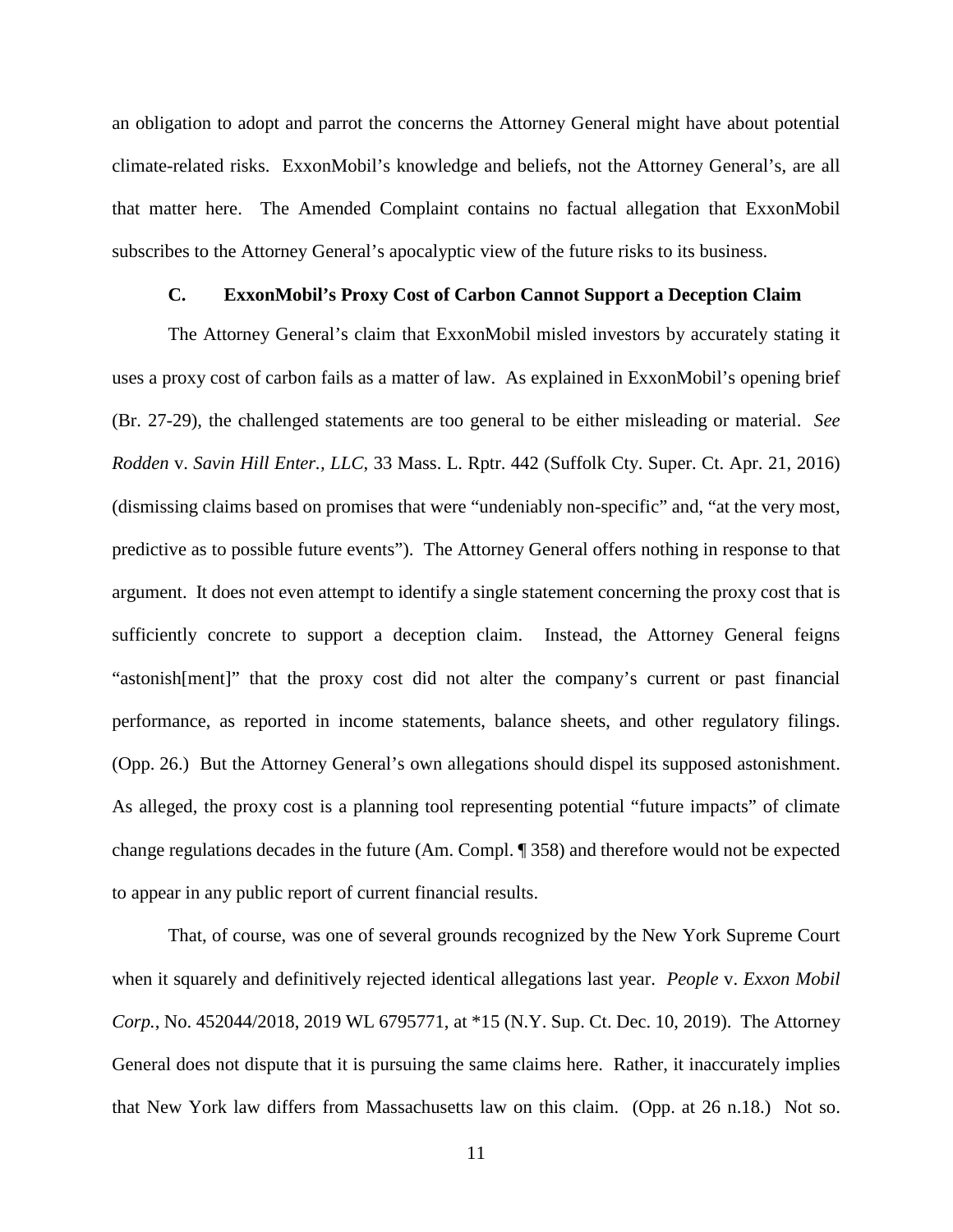an obligation to adopt and parrot the concerns the Attorney General might have about potential climate-related risks. ExxonMobil's knowledge and beliefs, not the Attorney General's, are all that matter here. The Amended Complaint contains no factual allegation that ExxonMobil subscribes to the Attorney General's apocalyptic view of the future risks to its business.

### C. ExxonMobil's Proxy Cost of Carbon Cannot Support a Deception Claim

The Attorney General's claim that ExxonMobil misled investors by accurately stating it uses a proxy cost of carbon fails as a matter of law. As explained in ExxonMobil's opening brief (Br. 27-29), the challenged statements are too general to be either misleading or material. *See Rodden* v. *Savin Hill Enter., LLC*, 33 Mass. L. Rptr. 442 (Suffolk Cty. Super. Ct. Apr. 21, 2016) (dismissing claims based on promises that were "undeniably non-specific" and, "at the very most, predictive as to possible future events"). The Attorney General offers nothing in response to that argument. It does not even attempt to identify a single statement concerning the proxy cost that is sufficiently concrete to support a deception claim. Instead, the Attorney General feigns "astonish[ment]" that the proxy cost did not alter the company's current or past financial performance, as reported in income statements, balance sheets, and other regulatory filings. (Opp. 26.) But the Attorney General's own allegations should dispel its supposed astonishment. As alleged, the proxy cost is a planning tool representing potential "future impacts" of climate change regulations decades in the future (Am. Compl. ¶ 358) and therefore would not be expected to appear in any public report of current financial results.

That, of course, was one of several grounds recognized by the New York Supreme Court when it squarely and definitively rejected identical allegations last year. *People* v. *Exxon Mobil Corp.*, No. 452044/2018, 2019 WL 6795771, at *15 (N.Y. Sup. Ct. Dec. 10, 2019). The Attorney General does not dispute that it is pursuing the same claims here. Rather, it inaccurately implies that New York law differs from Massachusetts law on this claim. (Opp. at 26 n.18.) Not so.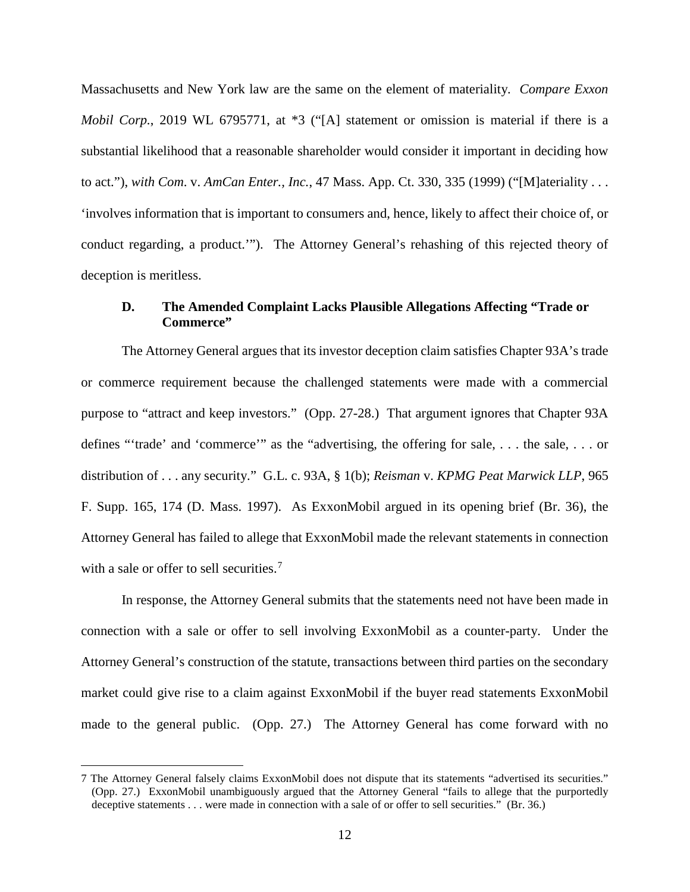Massachusetts and New York law are the same on the element of materiality. *Compare Exxon Mobil Corp.*, 2019 WL 6795771, at *3 ("[A] statement or omission is material if there is a substantial likelihood that a reasonable shareholder would consider it important in deciding how to act."), *with Com.* v. *AmCan Enter., Inc.*, 47 Mass. App. Ct. 330, 335 (1999) ("[M]ateriality . . . 'involves information that is important to consumers and, hence, likely to affect their choice of, or conduct regarding, a product.'"). The Attorney General's rehashing of this rejected theory of deception is meritless.

### D. The Amended Complaint Lacks Plausible Allegations Affecting "Trade or Commerce"

The Attorney General argues that its investor deception claim satisfies Chapter 93A's trade or commerce requirement because the challenged statements were made with a commercial purpose to "attract and keep investors." (Opp. 27-28.) That argument ignores that Chapter 93A defines "'trade' and 'commerce'" as the "advertising, the offering for sale, . . . the sale, . . . or distribution of . . . any security." G.L. c. 93A, § 1(b); *Reisman* v. *KPMG Peat Marwick LLP*, 965 F. Supp. 165, 174 (D. Mass. 1997). As ExxonMobil argued in its opening brief (Br. 36), the Attorney General has failed to allege that ExxonMobil made the relevant statements in connection with a sale or offer to sell securities.[7]

In response, the Attorney General submits that the statements need not have been made in connection with a sale or offer to sell involving ExxonMobil as a counter-party. Under the Attorney General's construction of the statute, transactions between third parties on the secondary market could give rise to a claim against ExxonMobil if the buyer read statements ExxonMobil made to the general public. (Opp. 27.) The Attorney General has come forward with no

7 The Attorney General falsely claims ExxonMobil does not dispute that its statements "advertised its securities." (Opp. 27.) ExxonMobil unambiguously argued that the Attorney General "fails to allege that the purportedly deceptive statements . . . were made in connection with a sale of or offer to sell securities." (Br. 36.)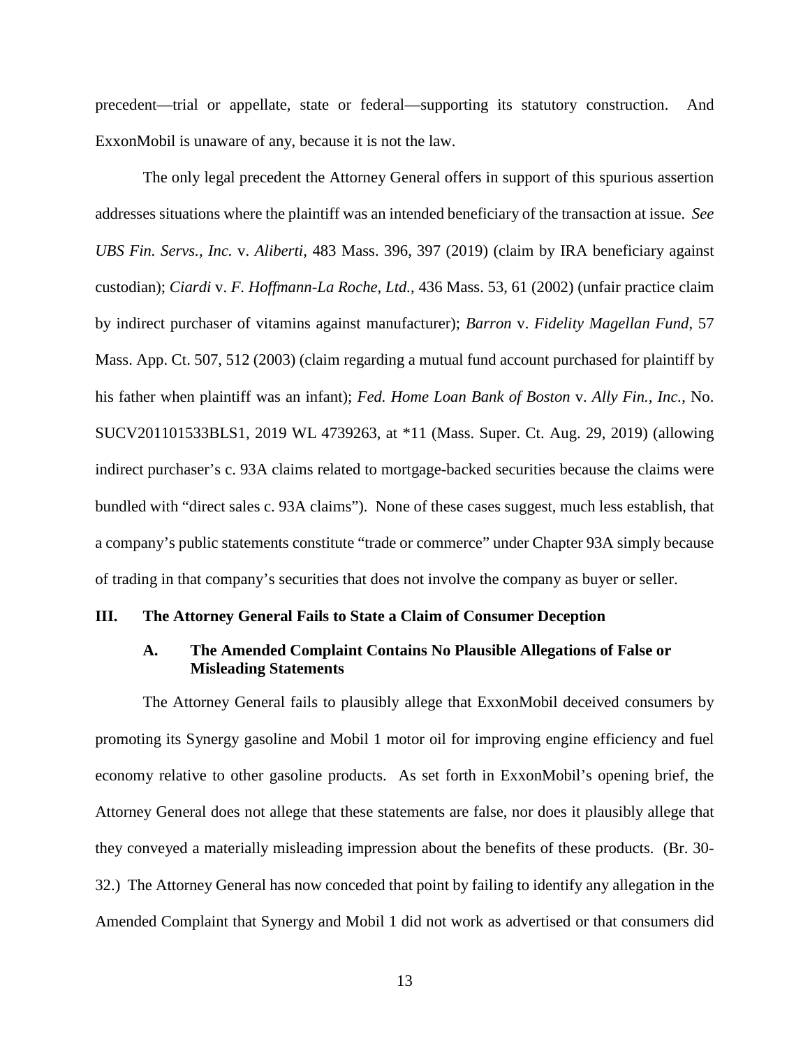precedent—trial or appellate, state or federal—supporting its statutory construction. And ExxonMobil is unaware of any, because it is not the law.

The only legal precedent the Attorney General offers in support of this spurious assertion addresses situations where the plaintiff was an intended beneficiary of the transaction at issue. *See UBS Fin. Servs., Inc.* v. *Aliberti*, 483 Mass. 396, 397 (2019) (claim by IRA beneficiary against custodian); *Ciardi* v. *F. Hoffmann-La Roche, Ltd.*, 436 Mass. 53, 61 (2002) (unfair practice claim by indirect purchaser of vitamins against manufacturer); *Barron* v. *Fidelity Magellan Fund*, 57 Mass. App. Ct. 507, 512 (2003) (claim regarding a mutual fund account purchased for plaintiff by his father when plaintiff was an infant); *Fed. Home Loan Bank of Boston* v. *Ally Fin., Inc.*, No. SUCV201101533BLS1, 2019 WL 4739263, at *11 (Mass. Super. Ct. Aug. 29, 2019) (allowing indirect purchaser's c. 93A claims related to mortgage-backed securities because the claims were bundled with "direct sales c. 93A claims"). None of these cases suggest, much less establish, that a company's public statements constitute "trade or commerce" under Chapter 93A simply because of trading in that company's securities that does not involve the company as buyer or seller.

## III. The Attorney General Fails to State a Claim of Consumer Deception

### A. The Amended Complaint Contains No Plausible Allegations of False or Misleading Statements

The Attorney General fails to plausibly allege that ExxonMobil deceived consumers by promoting its Synergy gasoline and Mobil 1 motor oil for improving engine efficiency and fuel economy relative to other gasoline products. As set forth in ExxonMobil's opening brief, the Attorney General does not allege that these statements are false, nor does it plausibly allege that they conveyed a materially misleading impression about the benefits of these products. (Br. 30-32.) The Attorney General has now conceded that point by failing to identify any allegation in the Amended Complaint that Synergy and Mobil 1 did not work as advertised or that consumers did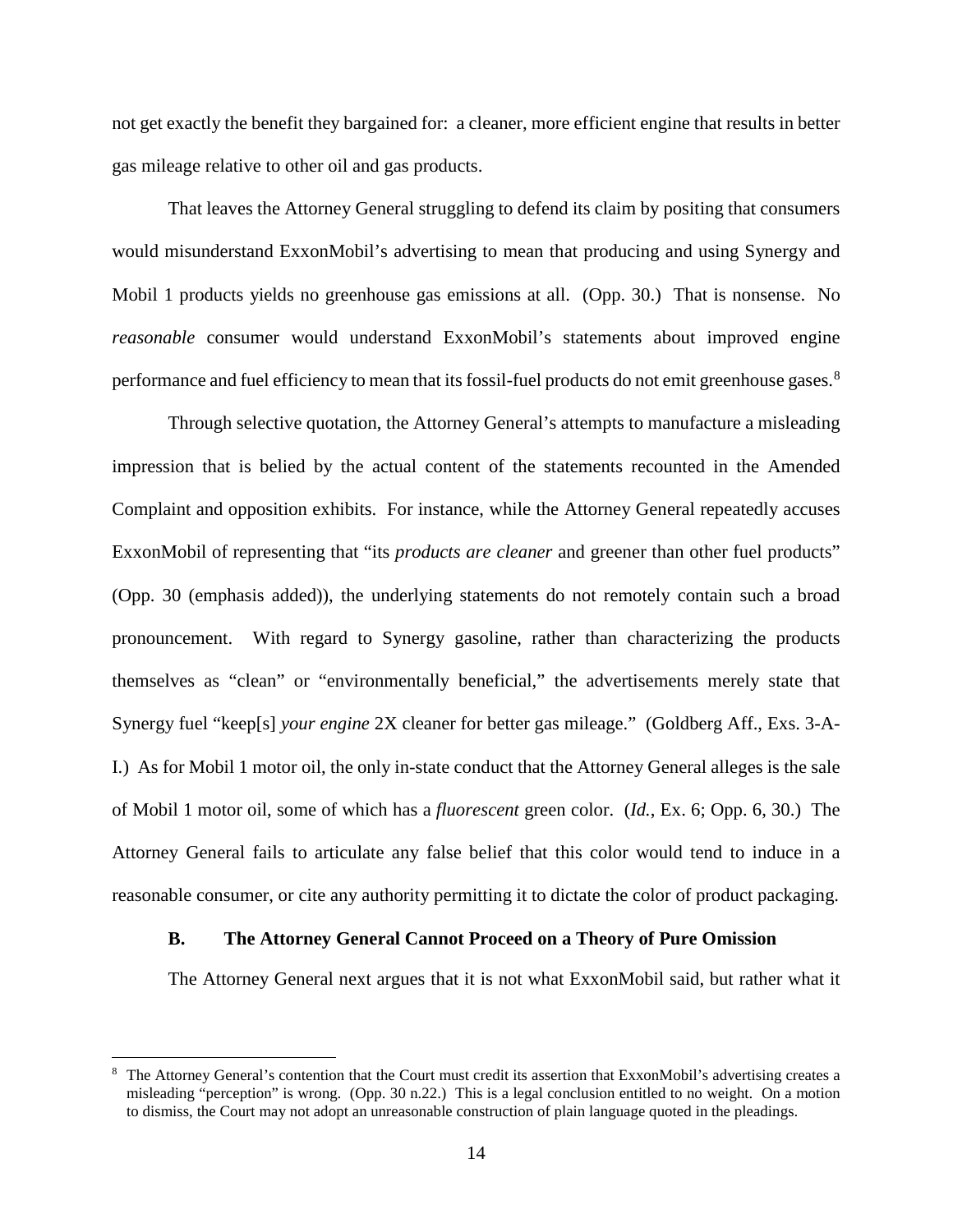not get exactly the benefit they bargained for: a cleaner, more efficient engine that results in better gas mileage relative to other oil and gas products.

That leaves the Attorney General struggling to defend its claim by positing that consumers would misunderstand ExxonMobil's advertising to mean that producing and using Synergy and Mobil 1 products yields no greenhouse gas emissions at all. (Opp. 30.) That is nonsense. No *reasonable* consumer would understand ExxonMobil's statements about improved engine performance and fuel efficiency to mean that its fossil-fuel products do not emit greenhouse gases.[8]

Through selective quotation, the Attorney General's attempts to manufacture a misleading impression that is belied by the actual content of the statements recounted in the Amended Complaint and opposition exhibits. For instance, while the Attorney General repeatedly accuses ExxonMobil of representing that "its *products are cleaner* and greener than other fuel products" (Opp. 30 (emphasis added)), the underlying statements do not remotely contain such a broad pronouncement. With regard to Synergy gasoline, rather than characterizing the products themselves as "clean" or "environmentally beneficial," the advertisements merely state that Synergy fuel "keep[s] *your engine* 2X cleaner for better gas mileage." (Goldberg Aff., Exs. 3-A-I.) As for Mobil 1 motor oil, the only in-state conduct that the Attorney General alleges is the sale of Mobil 1 motor oil, some of which has a *fluorescent* green color. (*Id.*, Ex. 6; Opp. 6, 30.) The Attorney General fails to articulate any false belief that this color would tend to induce in a reasonable consumer, or cite any authority permitting it to dictate the color of product packaging.

### B. The Attorney General Cannot Proceed on a Theory of Pure Omission

The Attorney General next argues that it is not what ExxonMobil said, but rather what it

---

[8] The Attorney General's contention that the Court must credit its assertion that ExxonMobil's advertising creates a misleading "perception" is wrong. (Opp. 30 n.22.) This is a legal conclusion entitled to no weight. On a motion to dismiss, the Court may not adopt an unreasonable construction of plain language quoted in the pleadings.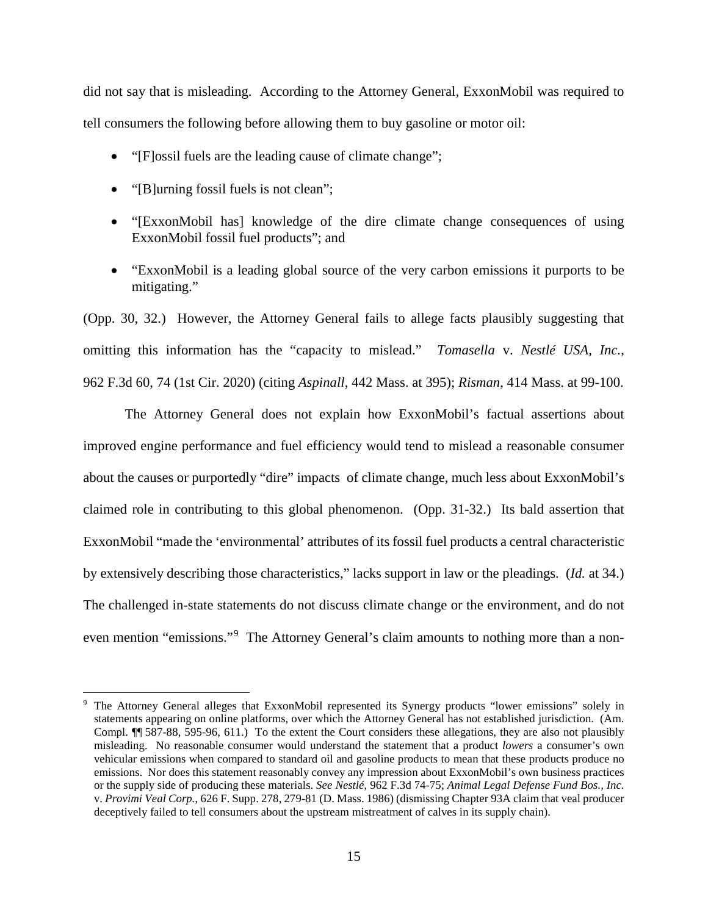did not say that is misleading. According to the Attorney General, ExxonMobil was required to tell consumers the following before allowing them to buy gasoline or motor oil:

- "[F]ossil fuels are the leading cause of climate change";
- "[B]urning fossil fuels is not clean";
- "[ExxonMobil has] knowledge of the dire climate change consequences of using ExxonMobil fossil fuel products"; and
- "ExxonMobil is a leading global source of the very carbon emissions it purports to be mitigating."

(Opp. 30, 32.) However, the Attorney General fails to allege facts plausibly suggesting that omitting this information has the "capacity to mislead." *Tomasella* v. *Nestlé USA, Inc.*, 962 F.3d 60, 74 (1st Cir. 2020) (citing *Aspinall*, 442 Mass. at 395); *Risman*, 414 Mass. at 99-100.

The Attorney General does not explain how ExxonMobil's factual assertions about improved engine performance and fuel efficiency would tend to mislead a reasonable consumer about the causes or purportedly "dire" impacts of climate change, much less about ExxonMobil's claimed role in contributing to this global phenomenon. (Opp. 31-32.) Its bald assertion that ExxonMobil "made the 'environmental' attributes of its fossil fuel products a central characteristic by extensively describing those characteristics," lacks support in law or the pleadings. (*Id.* at 34.) The challenged in-state statements do not discuss climate change or the environment, and do not even mention "emissions."[9] The Attorney General's claim amounts to nothing more than a non-

[9] The Attorney General alleges that ExxonMobil represented its Synergy products "lower emissions" solely in statements appearing on online platforms, over which the Attorney General has not established jurisdiction. (Am. Compl. ¶¶ 587-88, 595-96, 611.) To the extent the Court considers these allegations, they are also not plausibly misleading. No reasonable consumer would understand the statement that a product *lowers* a consumer's own vehicular emissions when compared to standard oil and gasoline products to mean that these products produce no emissions. Nor does this statement reasonably convey any impression about ExxonMobil's own business practices or the supply side of producing these materials. *See Nestlé*, 962 F.3d 74-75; *Animal Legal Defense Fund Bos., Inc.* v. *Provimi Veal Corp.*, 626 F. Supp. 278, 279-81 (D. Mass. 1986) (dismissing Chapter 93A claim that veal producer deceptively failed to tell consumers about the upstream mistreatment of calves in its supply chain).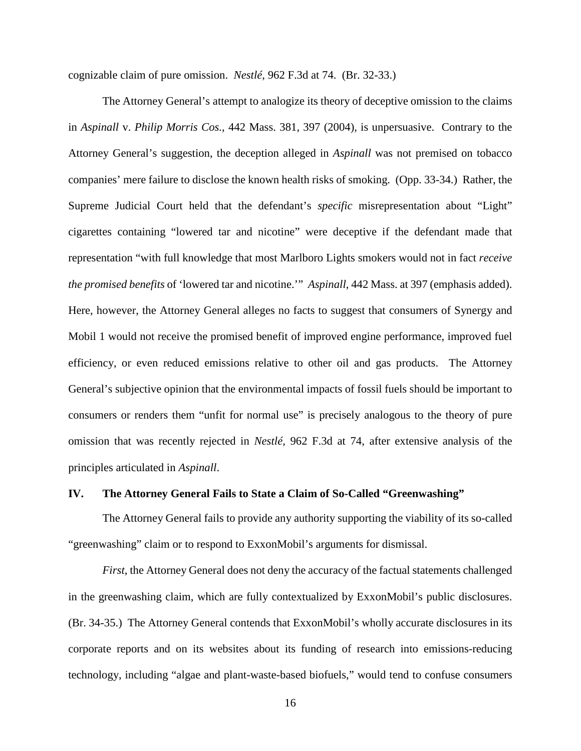cognizable claim of pure omission. *Nestlé*, 962 F.3d at 74. (Br. 32-33.)

The Attorney General's attempt to analogize its theory of deceptive omission to the claims in *Aspinall* v. *Philip Morris Cos.*, 442 Mass. 381, 397 (2004), is unpersuasive. Contrary to the Attorney General's suggestion, the deception alleged in *Aspinall* was not premised on tobacco companies' mere failure to disclose the known health risks of smoking. (Opp. 33-34.) Rather, the Supreme Judicial Court held that the defendant's *specific* misrepresentation about "Light" cigarettes containing "lowered tar and nicotine" were deceptive if the defendant made that representation "with full knowledge that most Marlboro Lights smokers would not in fact *receive the promised benefits* of 'lowered tar and nicotine.'" *Aspinall*, 442 Mass. at 397 (emphasis added). Here, however, the Attorney General alleges no facts to suggest that consumers of Synergy and Mobil 1 would not receive the promised benefit of improved engine performance, improved fuel efficiency, or even reduced emissions relative to other oil and gas products. The Attorney General's subjective opinion that the environmental impacts of fossil fuels should be important to consumers or renders them "unfit for normal use" is precisely analogous to the theory of pure omission that was recently rejected in *Nestlé*, 962 F.3d at 74, after extensive analysis of the principles articulated in *Aspinall*.

## IV. The Attorney General Fails to State a Claim of So-Called "Greenwashing"

The Attorney General fails to provide any authority supporting the viability of its so-called "greenwashing" claim or to respond to ExxonMobil's arguments for dismissal.

*First*, the Attorney General does not deny the accuracy of the factual statements challenged in the greenwashing claim, which are fully contextualized by ExxonMobil's public disclosures. (Br. 34-35.) The Attorney General contends that ExxonMobil's wholly accurate disclosures in its corporate reports and on its websites about its funding of research into emissions-reducing technology, including "algae and plant-waste-based biofuels," would tend to confuse consumers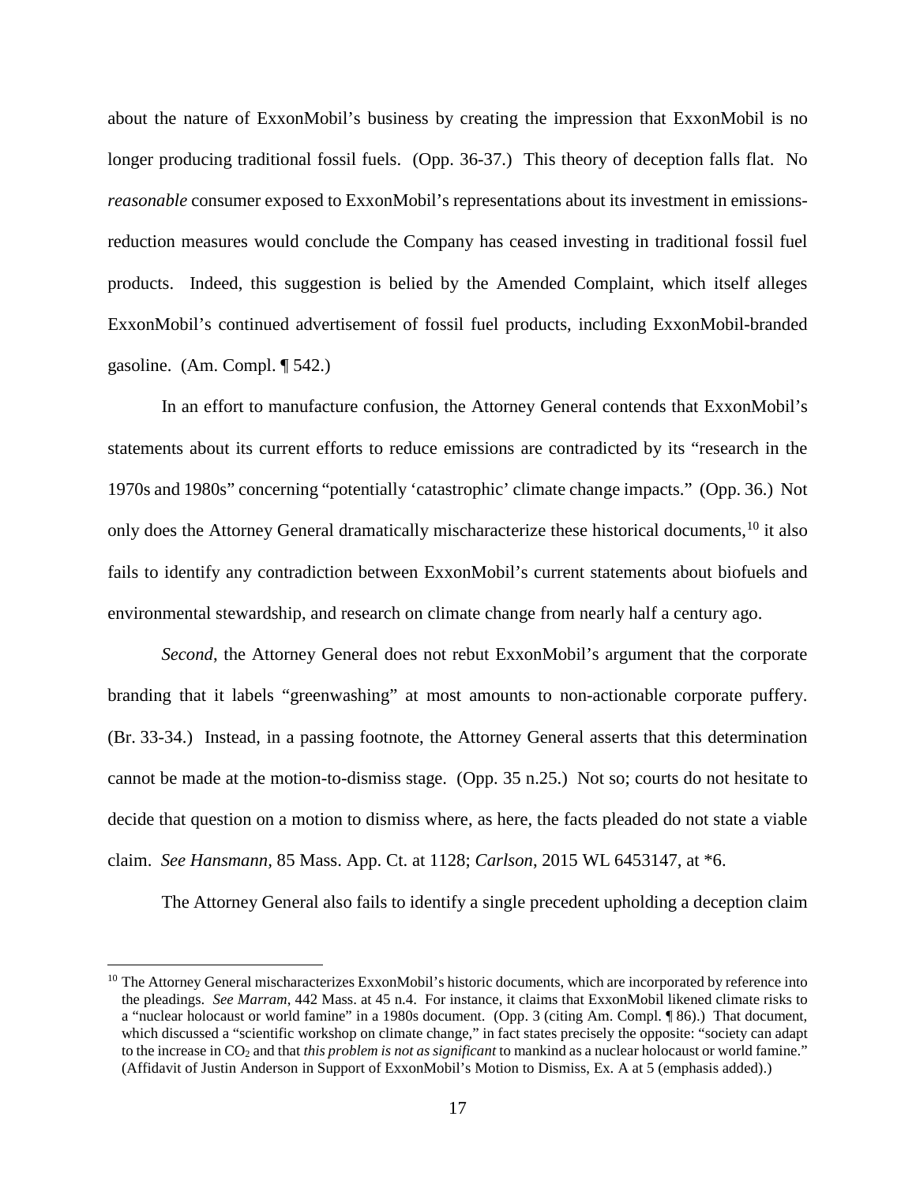about the nature of ExxonMobil's business by creating the impression that ExxonMobil is no longer producing traditional fossil fuels. (Opp. 36-37.) This theory of deception falls flat. No *reasonable* consumer exposed to ExxonMobil's representations about its investment in emissions-reduction measures would conclude the Company has ceased investing in traditional fossil fuel products. Indeed, this suggestion is belied by the Amended Complaint, which itself alleges ExxonMobil's continued advertisement of fossil fuel products, including ExxonMobil-branded gasoline. (Am. Compl. ¶ 542.)

In an effort to manufacture confusion, the Attorney General contends that ExxonMobil's statements about its current efforts to reduce emissions are contradicted by its "research in the 1970s and 1980s" concerning "potentially 'catastrophic' climate change impacts." (Opp. 36.) Not only does the Attorney General dramatically mischaracterize these historical documents,[10] it also fails to identify any contradiction between ExxonMobil's current statements about biofuels and environmental stewardship, and research on climate change from nearly half a century ago.

*Second*, the Attorney General does not rebut ExxonMobil's argument that the corporate branding that it labels "greenwashing" at most amounts to non-actionable corporate puffery. (Br. 33-34.) Instead, in a passing footnote, the Attorney General asserts that this determination cannot be made at the motion-to-dismiss stage. (Opp. 35 n.25.) Not so; courts do not hesitate to decide that question on a motion to dismiss where, as here, the facts pleaded do not state a viable claim. *See Hansmann,* 85 Mass. App. Ct. at 1128; *Carlson*, 2015 WL 6453147, at *6.

The Attorney General also fails to identify a single precedent upholding a deception claim

---

[10] The Attorney General mischaracterizes ExxonMobil's historic documents, which are incorporated by reference into the pleadings. *See Marram*, 442 Mass. at 45 n.4. For instance, it claims that ExxonMobil likened climate risks to a "nuclear holocaust or world famine" in a 1980s document. (Opp. 3 (citing Am. Compl. ¶ 86).) That document, which discussed a "scientific workshop on climate change," in fact states precisely the opposite: "society can adapt to the increase in $CO_2$ and that *this problem is not as significant* to mankind as a nuclear holocaust or world famine." (Affidavit of Justin Anderson in Support of ExxonMobil's Motion to Dismiss, Ex. A at 5 (emphasis added).)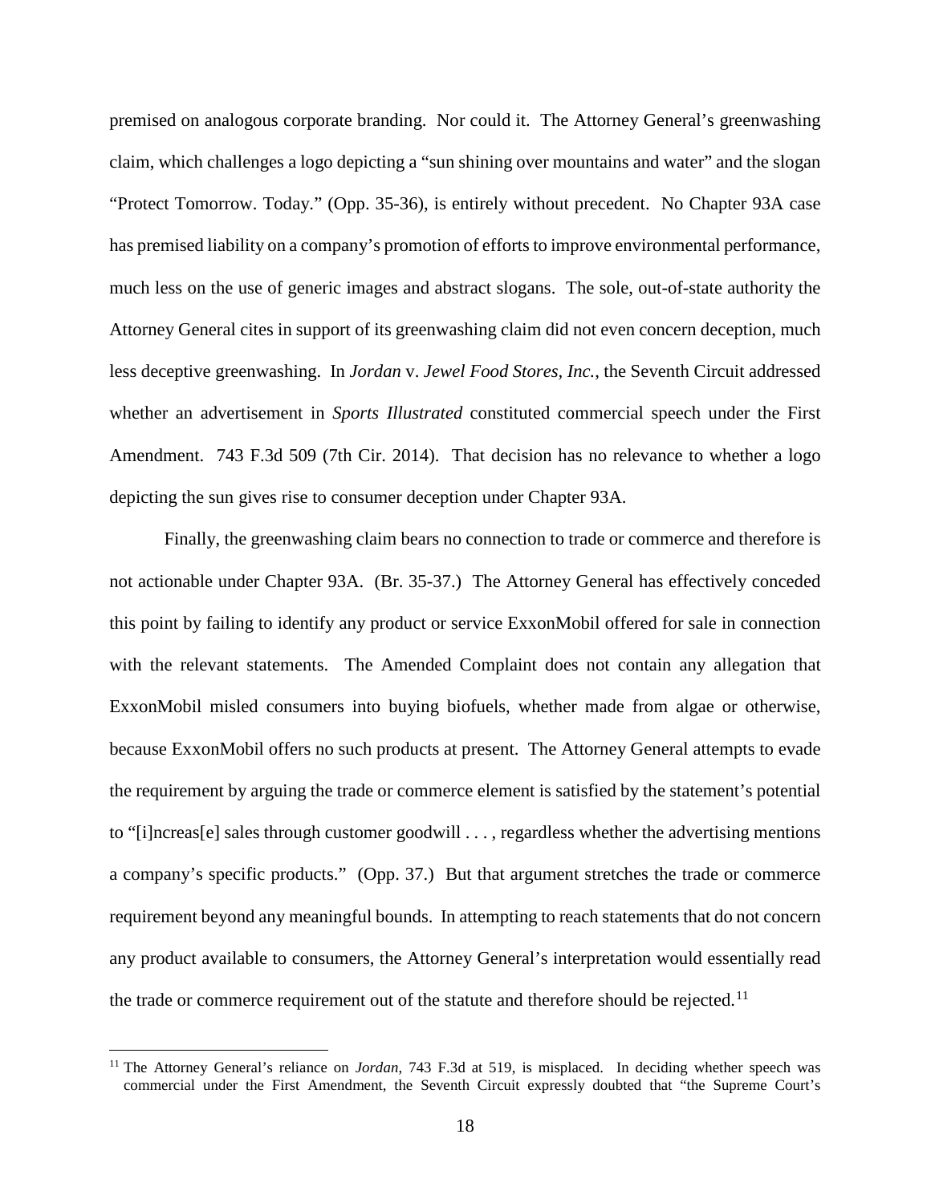premised on analogous corporate branding. Nor could it. The Attorney General's greenwashing claim, which challenges a logo depicting a "sun shining over mountains and water" and the slogan "Protect Tomorrow. Today." (Opp. 35-36), is entirely without precedent. No Chapter 93A case has premised liability on a company's promotion of efforts to improve environmental performance, much less on the use of generic images and abstract slogans. The sole, out-of-state authority the Attorney General cites in support of its greenwashing claim did not even concern deception, much less deceptive greenwashing. In *Jordan* v. *Jewel Food Stores, Inc.*, the Seventh Circuit addressed whether an advertisement in *Sports Illustrated* constituted commercial speech under the First Amendment. 743 F.3d 509 (7th Cir. 2014). That decision has no relevance to whether a logo depicting the sun gives rise to consumer deception under Chapter 93A.

Finally, the greenwashing claim bears no connection to trade or commerce and therefore is not actionable under Chapter 93A. (Br. 35-37.) The Attorney General has effectively conceded this point by failing to identify any product or service ExxonMobil offered for sale in connection with the relevant statements. The Amended Complaint does not contain any allegation that ExxonMobil misled consumers into buying biofuels, whether made from algae or otherwise, because ExxonMobil offers no such products at present. The Attorney General attempts to evade the requirement by arguing the trade or commerce element is satisfied by the statement's potential to "[i]ncreas[e] sales through customer goodwill . . . , regardless whether the advertising mentions a company's specific products." (Opp. 37.) But that argument stretches the trade or commerce requirement beyond any meaningful bounds. In attempting to reach statements that do not concern any product available to consumers, the Attorney General's interpretation would essentially read the trade or commerce requirement out of the statute and therefore should be rejected.[11]

---

[11] The Attorney General's reliance on *Jordan*, 743 F.3d at 519, is misplaced. In deciding whether speech was commercial under the First Amendment, the Seventh Circuit expressly doubted that "the Supreme Court's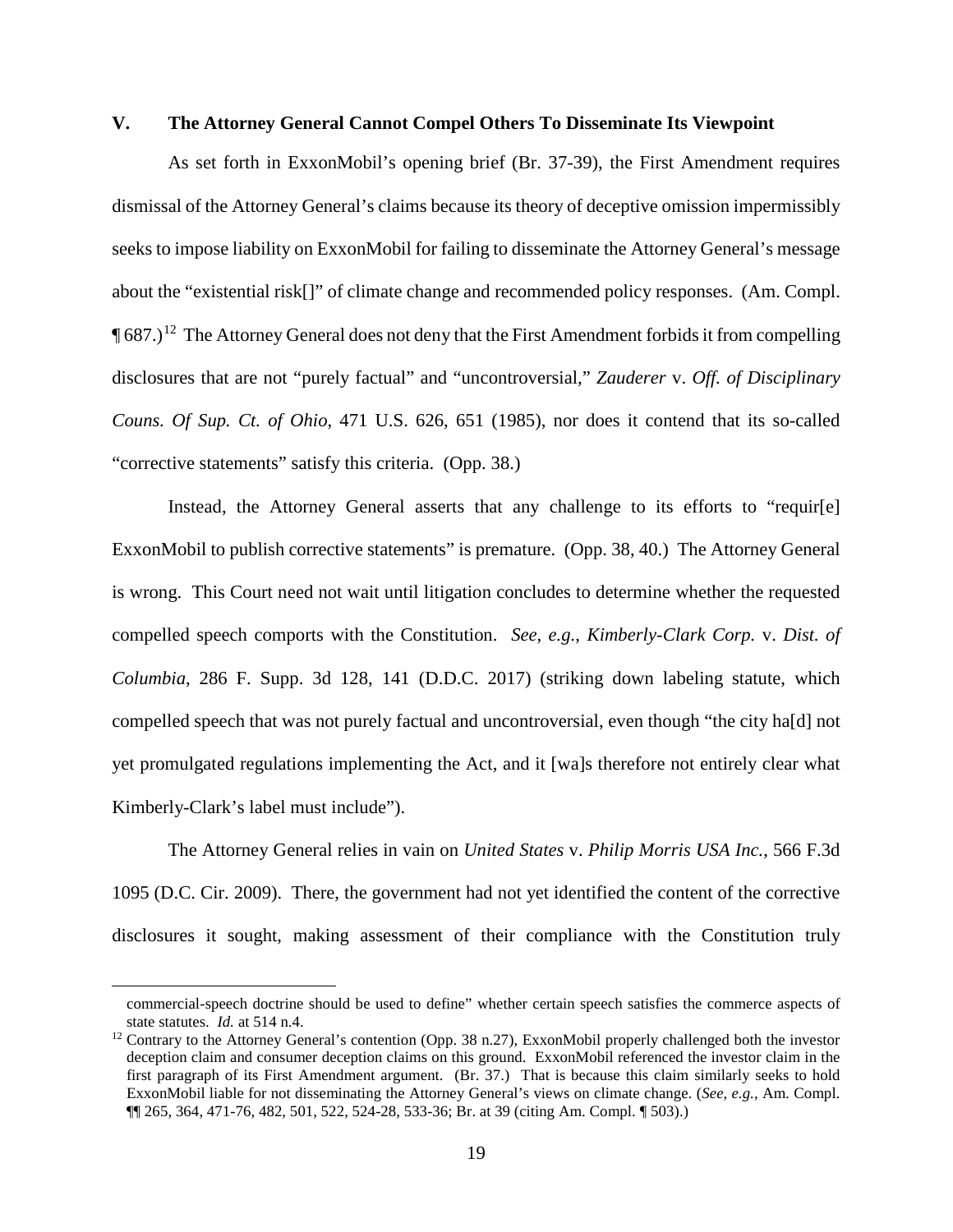## V. The Attorney General Cannot Compel Others To Disseminate Its Viewpoint

As set forth in ExxonMobil's opening brief (Br. 37-39), the First Amendment requires dismissal of the Attorney General's claims because its theory of deceptive omission impermissibly seeks to impose liability on ExxonMobil for failing to disseminate the Attorney General's message about the "existential risk[]" of climate change and recommended policy responses. (Am. Compl. ¶ 687.)[12] The Attorney General does not deny that the First Amendment forbids it from compelling disclosures that are not "purely factual" and "uncontroversial," *Zauderer* v. *Off. of Disciplinary Couns. Of Sup. Ct. of Ohio*, 471 U.S. 626, 651 (1985), nor does it contend that its so-called "corrective statements" satisfy this criteria. (Opp. 38.)

Instead, the Attorney General asserts that any challenge to its efforts to "requir[e] ExxonMobil to publish corrective statements" is premature. (Opp. 38, 40.) The Attorney General is wrong. This Court need not wait until litigation concludes to determine whether the requested compelled speech comports with the Constitution. *See, e.g.*, *Kimberly-Clark Corp.* v. *Dist. of Columbia*, 286 F. Supp. 3d 128, 141 (D.D.C. 2017) (striking down labeling statute, which compelled speech that was not purely factual and uncontroversial, even though "the city ha[d] not yet promulgated regulations implementing the Act, and it [wa]s therefore not entirely clear what Kimberly-Clark's label must include").

The Attorney General relies in vain on *United States* v. *Philip Morris USA Inc.*, 566 F.3d 1095 (D.C. Cir. 2009). There, the government had not yet identified the content of the corrective disclosures it sought, making assessment of their compliance with the Constitution truly

---

commercial-speech doctrine should be used to define" whether certain speech satisfies the commerce aspects of state statutes. *Id.* at 514 n.4.

[12] Contrary to the Attorney General's contention (Opp. 38 n.27), ExxonMobil properly challenged both the investor deception claim and consumer deception claims on this ground. ExxonMobil referenced the investor claim in the first paragraph of its First Amendment argument. (Br. 37.) That is because this claim similarly seeks to hold ExxonMobil liable for not disseminating the Attorney General's views on climate change. (*See, e.g.*, Am. Compl. ¶¶ 265, 364, 471-76, 482, 501, 522, 524-28, 533-36; Br. at 39 (citing Am. Compl. ¶ 503).)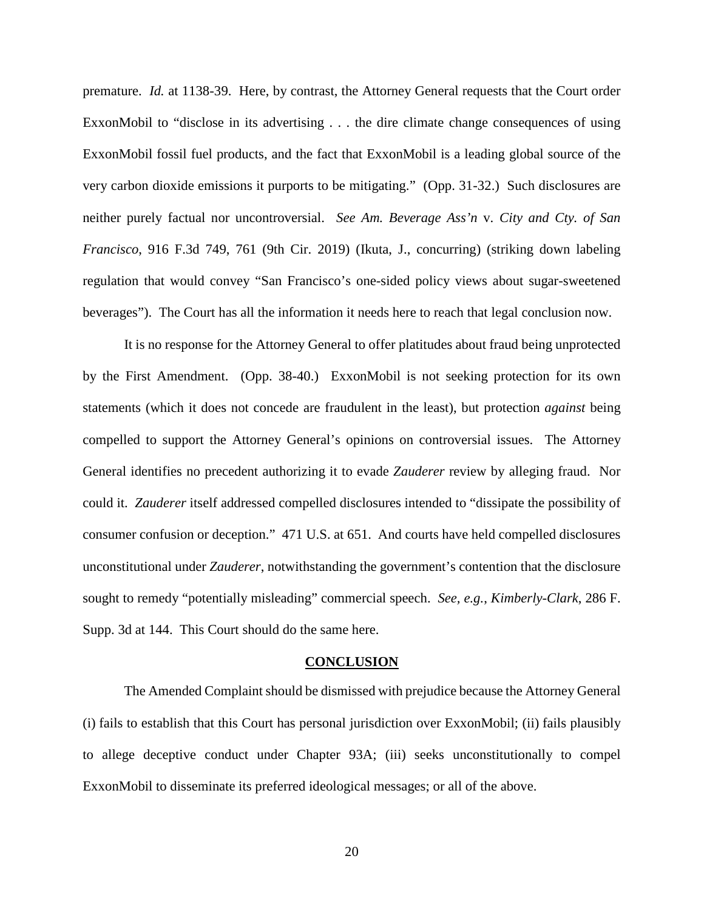premature. *Id.* at 1138-39. Here, by contrast, the Attorney General requests that the Court order ExxonMobil to "disclose in its advertising . . . the dire climate change consequences of using ExxonMobil fossil fuel products, and the fact that ExxonMobil is a leading global source of the very carbon dioxide emissions it purports to be mitigating." (Opp. 31-32.) Such disclosures are neither purely factual nor uncontroversial. *See Am. Beverage Ass'n* v. *City and Cty. of San Francisco*, 916 F.3d 749, 761 (9th Cir. 2019) (Ikuta, J., concurring) (striking down labeling regulation that would convey "San Francisco's one-sided policy views about sugar-sweetened beverages"). The Court has all the information it needs here to reach that legal conclusion now.

It is no response for the Attorney General to offer platitudes about fraud being unprotected by the First Amendment. (Opp. 38-40.) ExxonMobil is not seeking protection for its own statements (which it does not concede are fraudulent in the least), but protection *against* being compelled to support the Attorney General's opinions on controversial issues. The Attorney General identifies no precedent authorizing it to evade *Zauderer* review by alleging fraud. Nor could it. *Zauderer* itself addressed compelled disclosures intended to "dissipate the possibility of consumer confusion or deception." 471 U.S. at 651. And courts have held compelled disclosures unconstitutional under *Zauderer*, notwithstanding the government's contention that the disclosure sought to remedy "potentially misleading" commercial speech. *See, e.g.*, *Kimberly-Clark*, 286 F. Supp. 3d at 144. This Court should do the same here.

## CONCLUSION

The Amended Complaint should be dismissed with prejudice because the Attorney General (i) fails to establish that this Court has personal jurisdiction over ExxonMobil; (ii) fails plausibly to allege deceptive conduct under Chapter 93A; (iii) seeks unconstitutionally to compel ExxonMobil to disseminate its preferred ideological messages; or all of the above.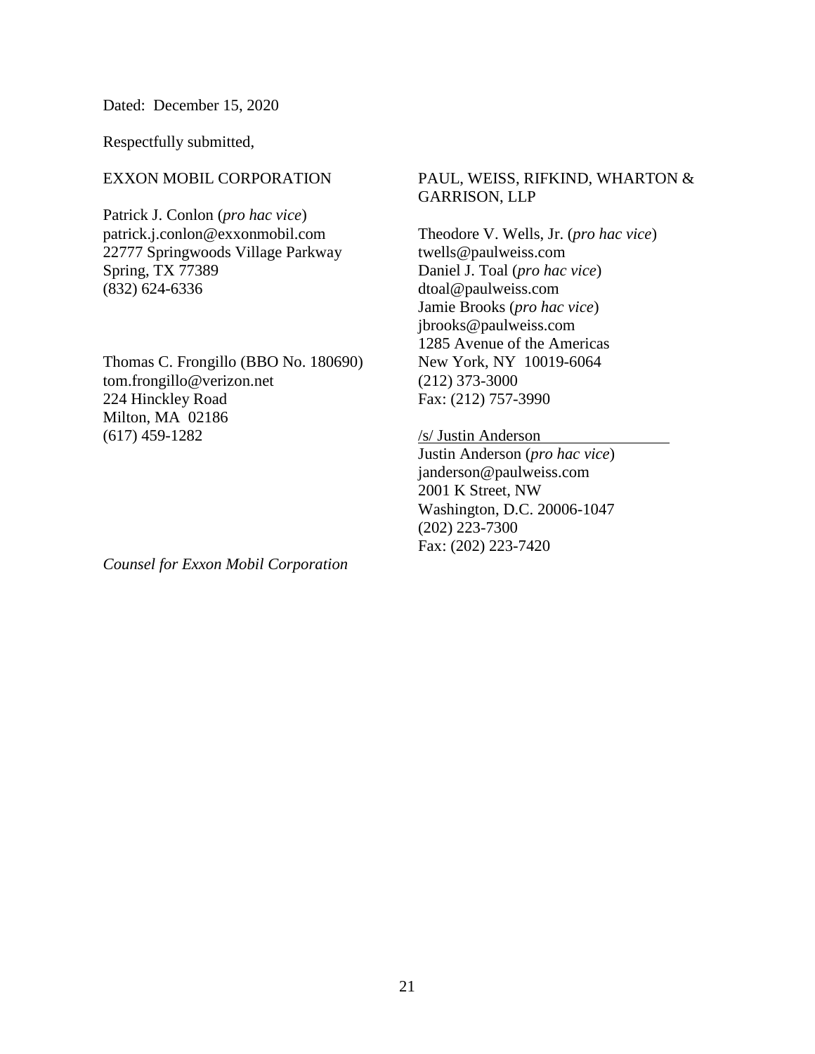Dated: December 15, 2020

Respectfully submitted,

EXXON MOBIL CORPORATION

Patrick J. Conlon (*pro hac vice*)
patrick.j.conlon@exxonmobil.com
22777 Springwoods Village Parkway
Spring, TX 77389
(832) 624-6336

Thomas C. Frongillo (BBO No. 180690)
tom.frongillo@verizon.net
224 Hinckley Road
Milton, MA 02186
(617) 459-1282

PAUL, WEISS, RIFKIND, WHARTON & GARRISON, LLP

Theodore V. Wells, Jr. (*pro hac vice*)
twells@paulweiss.com
Daniel J. Toal (*pro hac vice*)
dtoal@paulweiss.com
Jamie Brooks (*pro hac vice*)
jbrooks@paulweiss.com
1285 Avenue of the Americas
New York, NY 10019-6064
(212) 373-3000
Fax: (212) 757-3990

/s/ Justin Anderson
Justin Anderson (*pro hac vice*)
janderson@paulweiss.com
2001 K Street, NW
Washington, D.C. 20006-1047
(202) 223-7300
Fax: (202) 223-7420

*Counsel for Exxon Mobil Corporation*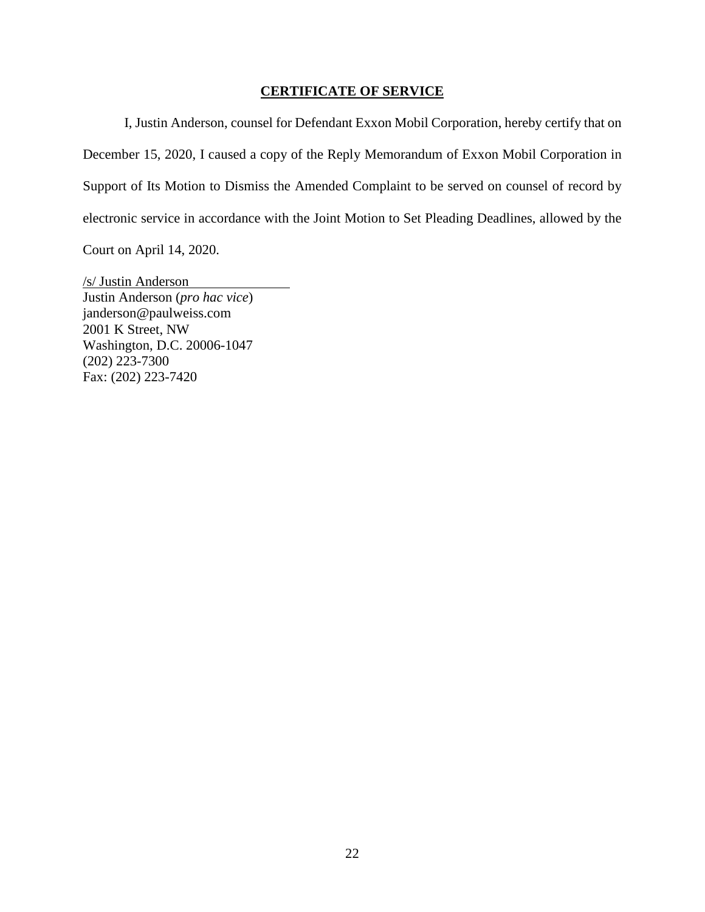**CERTIFICATE OF SERVICE**

I, Justin Anderson, counsel for Defendant Exxon Mobil Corporation, hereby certify that on December 15, 2020, I caused a copy of the Reply Memorandum of Exxon Mobil Corporation in Support of Its Motion to Dismiss the Amended Complaint to be served on counsel of record by electronic service in accordance with the Joint Motion to Set Pleading Deadlines, allowed by the Court on April 14, 2020.

/s/ Justin Anderson
Justin Anderson (*pro hac vice*)
janderson@paulweiss.com
2001 K Street, NW
Washington, D.C. 20006-1047
(202) 223-7300
Fax: (202) 223-7420